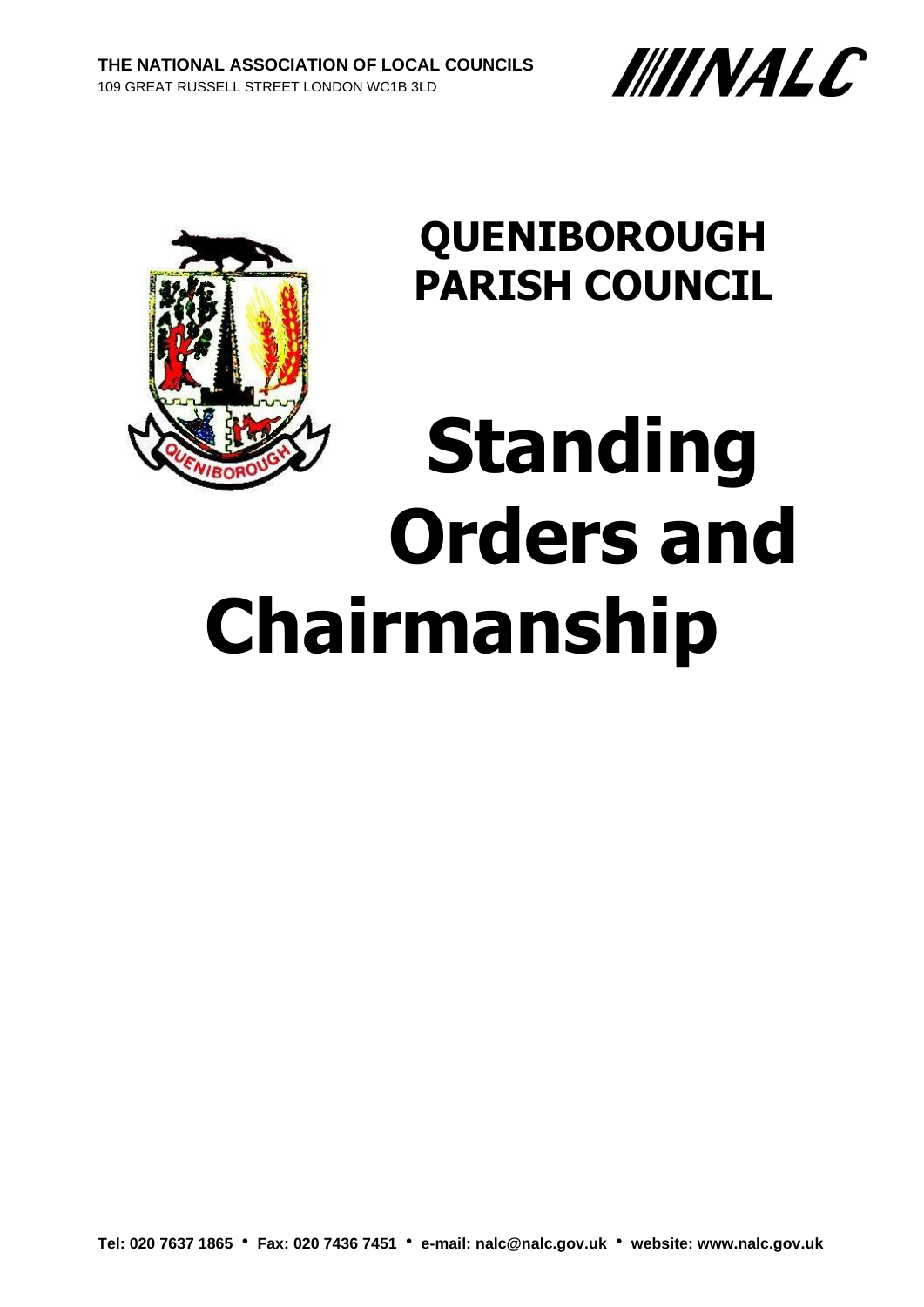**THE NATIONAL ASSOCIATION OF LOCAL COUNCILS**
109 GREAT RUSSELL STREET LONDON WC1B 3LD

NALC

# QUENIBOROUGH PARISH COUNCIL

# Standing Orders and Chairmanship

**Tel: 020 7637 1865 • Fax: 020 7436 7451 • e-mail: nalc@nalc.gov.uk • website: www.nalc.gov.uk**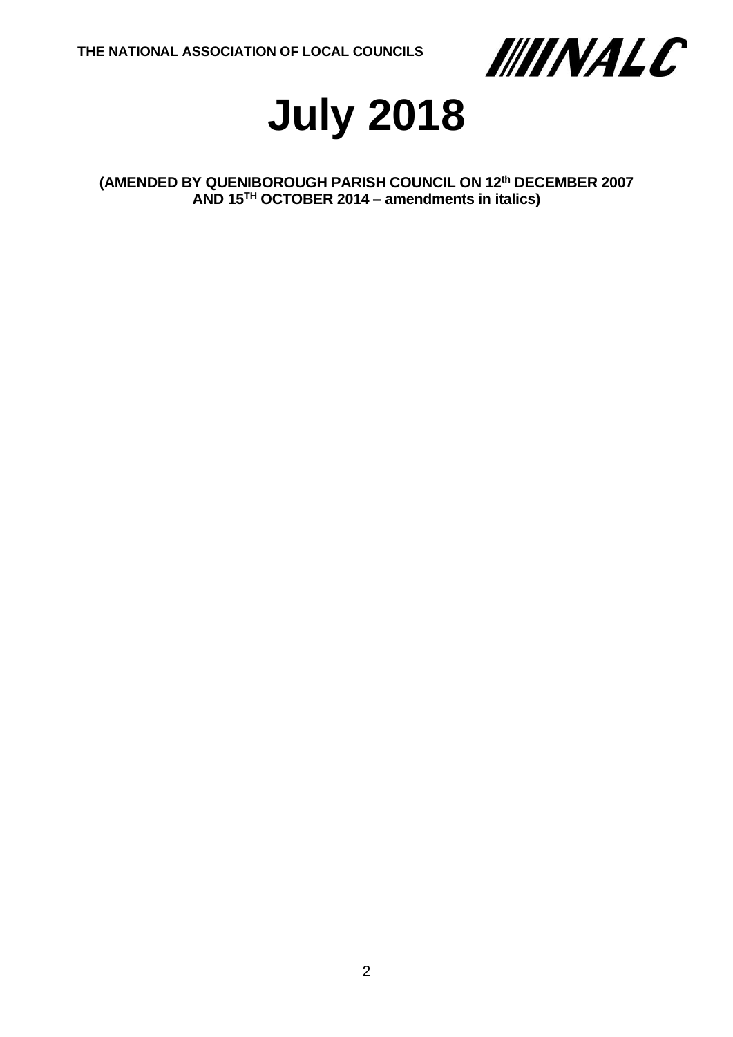**THE NATIONAL ASSOCIATION OF LOCAL COUNCILS**

NALC

# July 2018

**(AMENDED BY QUENIBOROUGH PARISH COUNCIL ON 12th DECEMBER 2007 AND 15TH OCTOBER 2014 – amendments in italics)**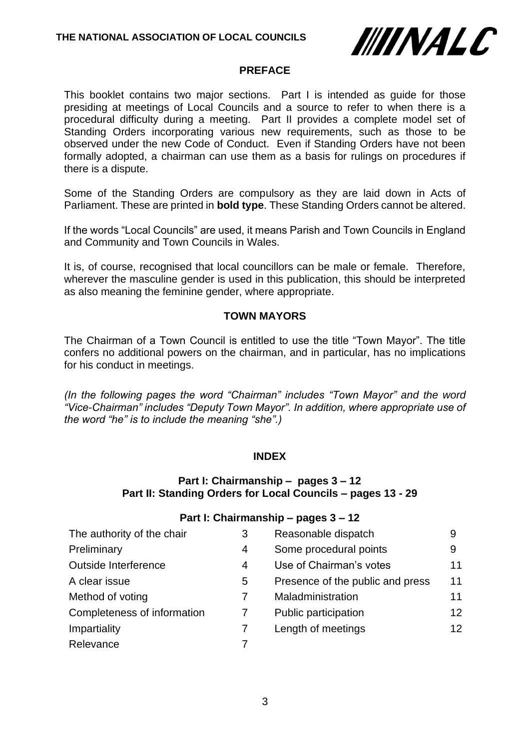**THE NATIONAL ASSOCIATION OF LOCAL COUNCILS** NALC

## PREFACE

This booklet contains two major sections. Part I is intended as guide for those presiding at meetings of Local Councils and a source to refer to when there is a procedural difficulty during a meeting. Part II provides a complete model set of Standing Orders incorporating various new requirements, such as those to be observed under the new Code of Conduct. Even if Standing Orders have not been formally adopted, a chairman can use them as a basis for rulings on procedures if there is a dispute.

Some of the Standing Orders are compulsory as they are laid down in Acts of Parliament. These are printed in **bold type**. These Standing Orders cannot be altered.

If the words "Local Councils" are used, it means Parish and Town Councils in England and Community and Town Councils in Wales.

It is, of course, recognised that local councillors can be male or female. Therefore, wherever the masculine gender is used in this publication, this should be interpreted as also meaning the feminine gender, where appropriate.

## TOWN MAYORS

The Chairman of a Town Council is entitled to use the title "Town Mayor". The title confers no additional powers on the chairman, and in particular, has no implications for his conduct in meetings.

*(In the following pages the word "Chairman" includes "Town Mayor" and the word "Vice-Chairman" includes "Deputy Town Mayor". In addition, where appropriate use of the word "he" is to include the meaning "she".)*

## INDEX

**Part I: Chairmanship – pages 3 – 12**
**Part II: Standing Orders for Local Councils – pages 13 - 29**

### Part I: Chairmanship – pages 3 – 12

| | | | |
|---|---|---|---|
| The authority of the chair | 3 | Reasonable dispatch | 9 |
| Preliminary | 4 | Some procedural points | 9 |
| Outside Interference | 4 | Use of Chairman's votes | 11 |
| A clear issue | 5 | Presence of the public and press | 11 |
| Method of voting | 7 | Maladministration | 11 |
| Completeness of information | 7 | Public participation | 12 |
| Impartiality | 7 | Length of meetings | 12 |
| Relevance | 7 | | |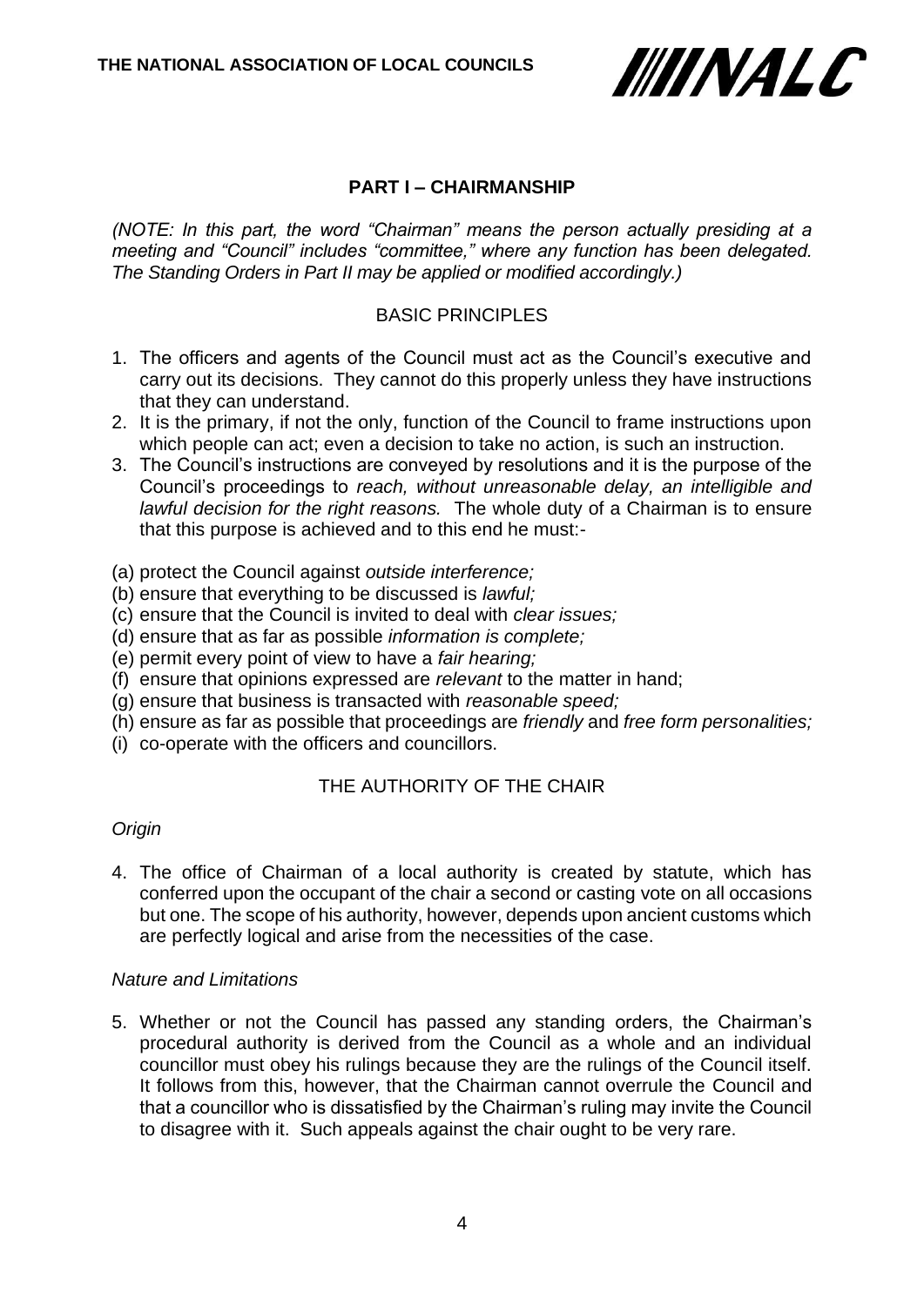## PART I – CHAIRMANSHIP

*(NOTE: In this part, the word "Chairman" means the person actually presiding at a meeting and "Council" includes "committee," where any function has been delegated. The Standing Orders in Part II may be applied or modified accordingly.)*

### BASIC PRINCIPLES

1. The officers and agents of the Council must act as the Council's executive and carry out its decisions. They cannot do this properly unless they have instructions that they can understand.
2. It is the primary, if not the only, function of the Council to frame instructions upon which people can act; even a decision to take no action, is such an instruction.
3. The Council's instructions are conveyed by resolutions and it is the purpose of the Council's proceedings to *reach, without unreasonable delay, an intelligible and lawful decision for the right reasons.* The whole duty of a Chairman is to ensure that this purpose is achieved and to this end he must:-

(a) protect the Council against *outside interference;*
(b) ensure that everything to be discussed is *lawful;*
(c) ensure that the Council is invited to deal with *clear issues;*
(d) ensure that as far as possible *information is complete;*
(e) permit every point of view to have a *fair hearing;*
(f) ensure that opinions expressed are *relevant* to the matter in hand;
(g) ensure that business is transacted with *reasonable speed;*
(h) ensure as far as possible that proceedings are *friendly* and *free form personalities;*
(i) co-operate with the officers and councillors.

### THE AUTHORITY OF THE CHAIR

*Origin*

4. The office of Chairman of a local authority is created by statute, which has conferred upon the occupant of the chair a second or casting vote on all occasions but one. The scope of his authority, however, depends upon ancient customs which are perfectly logical and arise from the necessities of the case.

*Nature and Limitations*

5. Whether or not the Council has passed any standing orders, the Chairman's procedural authority is derived from the Council as a whole and an individual councillor must obey his rulings because they are the rulings of the Council itself. It follows from this, however, that the Chairman cannot overrule the Council and that a councillor who is dissatisfied by the Chairman's ruling may invite the Council to disagree with it. Such appeals against the chair ought to be very rare.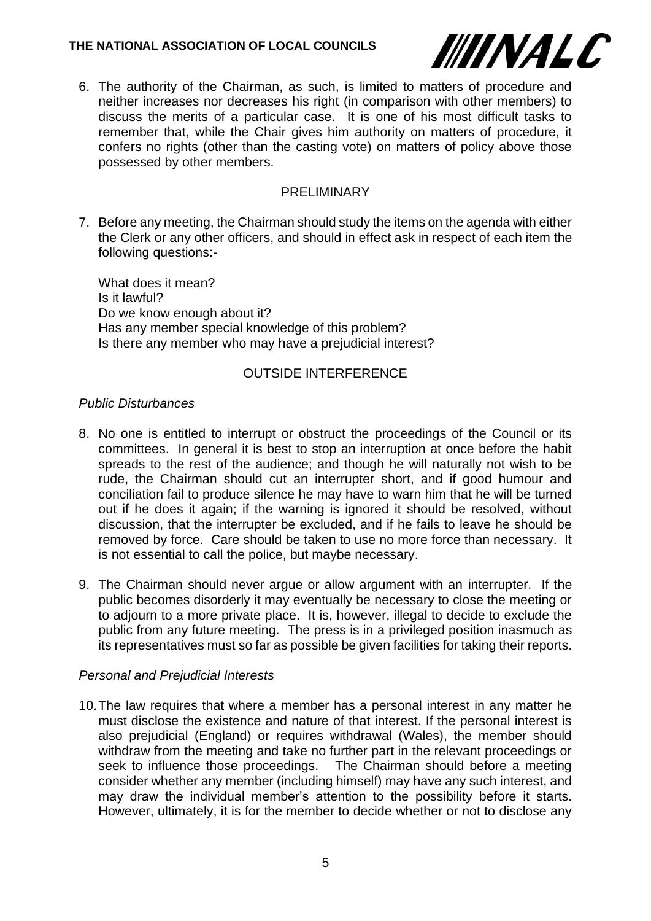6. The authority of the Chairman, as such, is limited to matters of procedure and neither increases nor decreases his right (in comparison with other members) to discuss the merits of a particular case. It is one of his most difficult tasks to remember that, while the Chair gives him authority on matters of procedure, it confers no rights (other than the casting vote) on matters of policy above those possessed by other members.

## PRELIMINARY

7. Before any meeting, the Chairman should study the items on the agenda with either the Clerk or any other officers, and should in effect ask in respect of each item the following questions:-

   What does it mean?
   Is it lawful?
   Do we know enough about it?
   Has any member special knowledge of this problem?
   Is there any member who may have a prejudicial interest?

## OUTSIDE INTERFERENCE

*Public Disturbances*

8. No one is entitled to interrupt or obstruct the proceedings of the Council or its committees. In general it is best to stop an interruption at once before the habit spreads to the rest of the audience; and though he will naturally not wish to be rude, the Chairman should cut an interrupter short, and if good humour and conciliation fail to produce silence he may have to warn him that he will be turned out if he does it again; if the warning is ignored it should be resolved, without discussion, that the interrupter be excluded, and if he fails to leave he should be removed by force. Care should be taken to use no more force than necessary. It is not essential to call the police, but maybe necessary.

9. The Chairman should never argue or allow argument with an interrupter. If the public becomes disorderly it may eventually be necessary to close the meeting or to adjourn to a more private place. It is, however, illegal to decide to exclude the public from any future meeting. The press is in a privileged position inasmuch as its representatives must so far as possible be given facilities for taking their reports.

*Personal and Prejudicial Interests*

10. The law requires that where a member has a personal interest in any matter he must disclose the existence and nature of that interest. If the personal interest is also prejudicial (England) or requires withdrawal (Wales), the member should withdraw from the meeting and take no further part in the relevant proceedings or seek to influence those proceedings. The Chairman should before a meeting consider whether any member (including himself) may have any such interest, and may draw the individual member's attention to the possibility before it starts. However, ultimately, it is for the member to decide whether or not to disclose any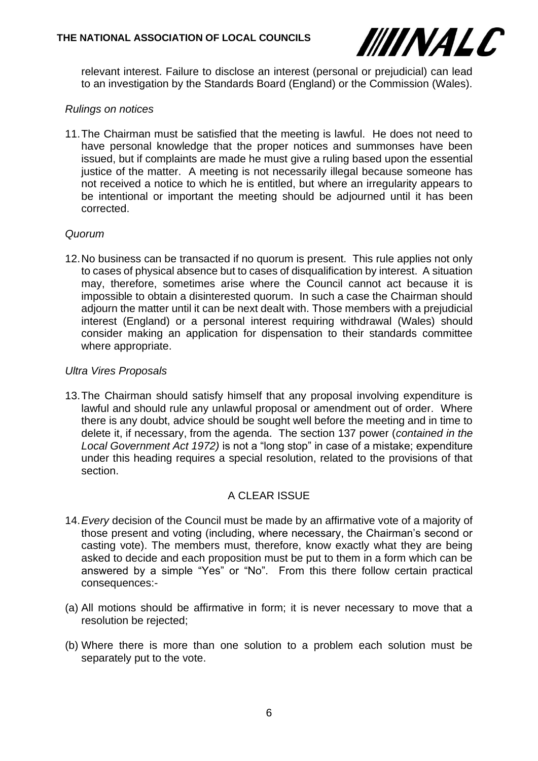relevant interest. Failure to disclose an interest (personal or prejudicial) can lead to an investigation by the Standards Board (England) or the Commission (Wales).

*Rulings on notices*

11. The Chairman must be satisfied that the meeting is lawful. He does not need to have personal knowledge that the proper notices and summonses have been issued, but if complaints are made he must give a ruling based upon the essential justice of the matter. A meeting is not necessarily illegal because someone has not received a notice to which he is entitled, but where an irregularity appears to be intentional or important the meeting should be adjourned until it has been corrected.

*Quorum*

12. No business can be transacted if no quorum is present. This rule applies not only to cases of physical absence but to cases of disqualification by interest. A situation may, therefore, sometimes arise where the Council cannot act because it is impossible to obtain a disinterested quorum. In such a case the Chairman should adjourn the matter until it can be next dealt with. Those members with a prejudicial interest (England) or a personal interest requiring withdrawal (Wales) should consider making an application for dispensation to their standards committee where appropriate.

*Ultra Vires Proposals*

13. The Chairman should satisfy himself that any proposal involving expenditure is lawful and should rule any unlawful proposal or amendment out of order. Where there is any doubt, advice should be sought well before the meeting and in time to delete it, if necessary, from the agenda. The section 137 power (*contained in the Local Government Act 1972)* is not a "long stop" in case of a mistake; expenditure under this heading requires a special resolution, related to the provisions of that section.

## A CLEAR ISSUE

14. *Every* decision of the Council must be made by an affirmative vote of a majority of those present and voting (including, where necessary, the Chairman's second or casting vote). The members must, therefore, know exactly what they are being asked to decide and each proposition must be put to them in a form which can be answered by a simple "Yes" or "No". From this there follow certain practical consequences:-

(a) All motions should be affirmative in form; it is never necessary to move that a resolution be rejected;

(b) Where there is more than one solution to a problem each solution must be separately put to the vote.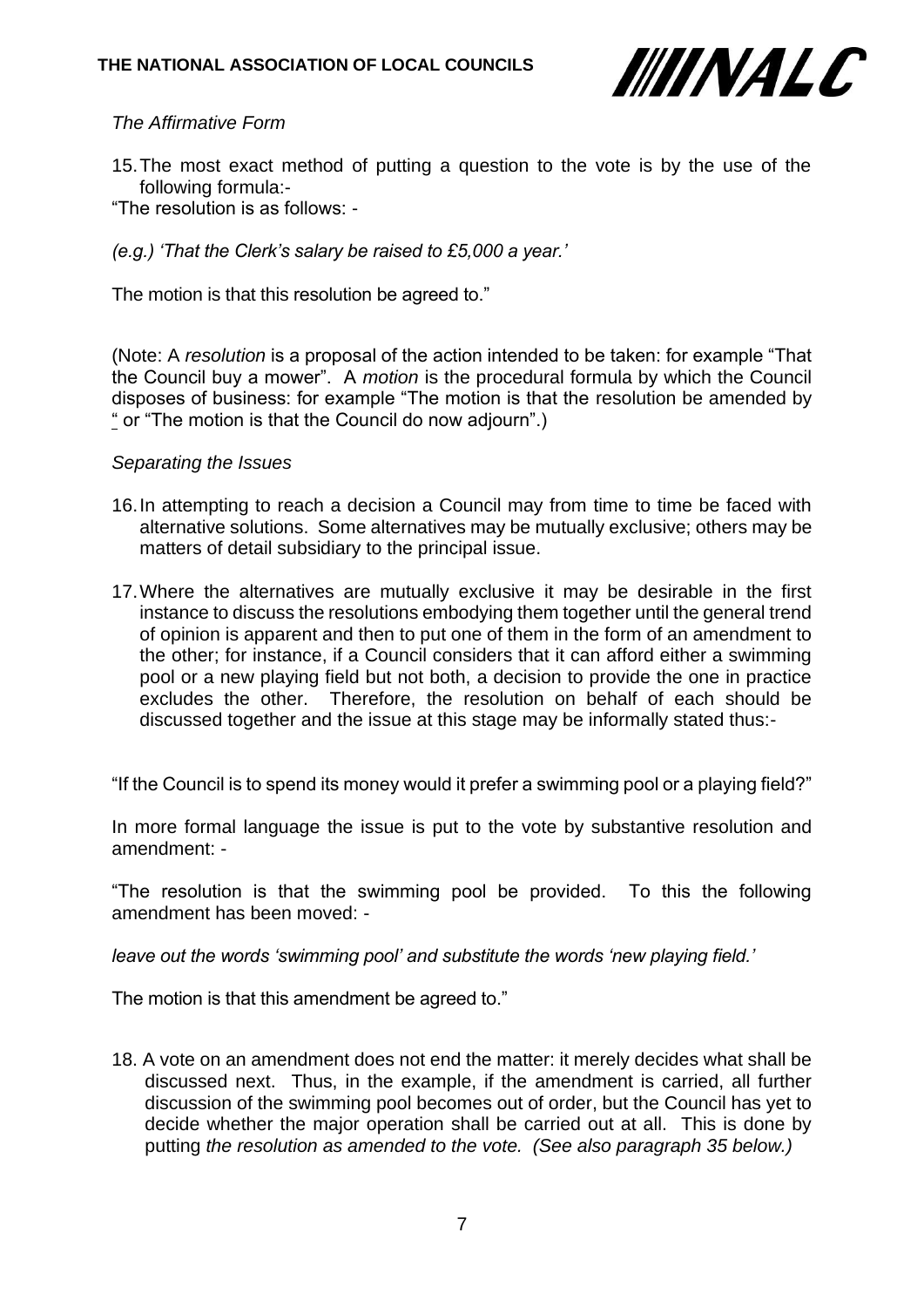*The Affirmative Form*

15. The most exact method of putting a question to the vote is by the use of the following formula:-

"The resolution is as follows: -

*(e.g.) 'That the Clerk's salary be raised to £5,000 a year.'*

The motion is that this resolution be agreed to."

(Note: A *resolution* is a proposal of the action intended to be taken: for example "That the Council buy a mower". A *motion* is the procedural formula by which the Council disposes of business: for example "The motion is that the resolution be amended by " or "The motion is that the Council do now adjourn".)

*Separating the Issues*

16. In attempting to reach a decision a Council may from time to time be faced with alternative solutions. Some alternatives may be mutually exclusive; others may be matters of detail subsidiary to the principal issue.

17. Where the alternatives are mutually exclusive it may be desirable in the first instance to discuss the resolutions embodying them together until the general trend of opinion is apparent and then to put one of them in the form of an amendment to the other; for instance, if a Council considers that it can afford either a swimming pool or a new playing field but not both, a decision to provide the one in practice excludes the other. Therefore, the resolution on behalf of each should be discussed together and the issue at this stage may be informally stated thus:-

"If the Council is to spend its money would it prefer a swimming pool or a playing field?"

In more formal language the issue is put to the vote by substantive resolution and amendment: -

"The resolution is that the swimming pool be provided. To this the following amendment has been moved: -

*leave out the words 'swimming pool' and substitute the words 'new playing field.'*

The motion is that this amendment be agreed to."

18. A vote on an amendment does not end the matter: it merely decides what shall be discussed next. Thus, in the example, if the amendment is carried, all further discussion of the swimming pool becomes out of order, but the Council has yet to decide whether the major operation shall be carried out at all. This is done by putting *the resolution as amended to the vote. (See also paragraph 35 below.)*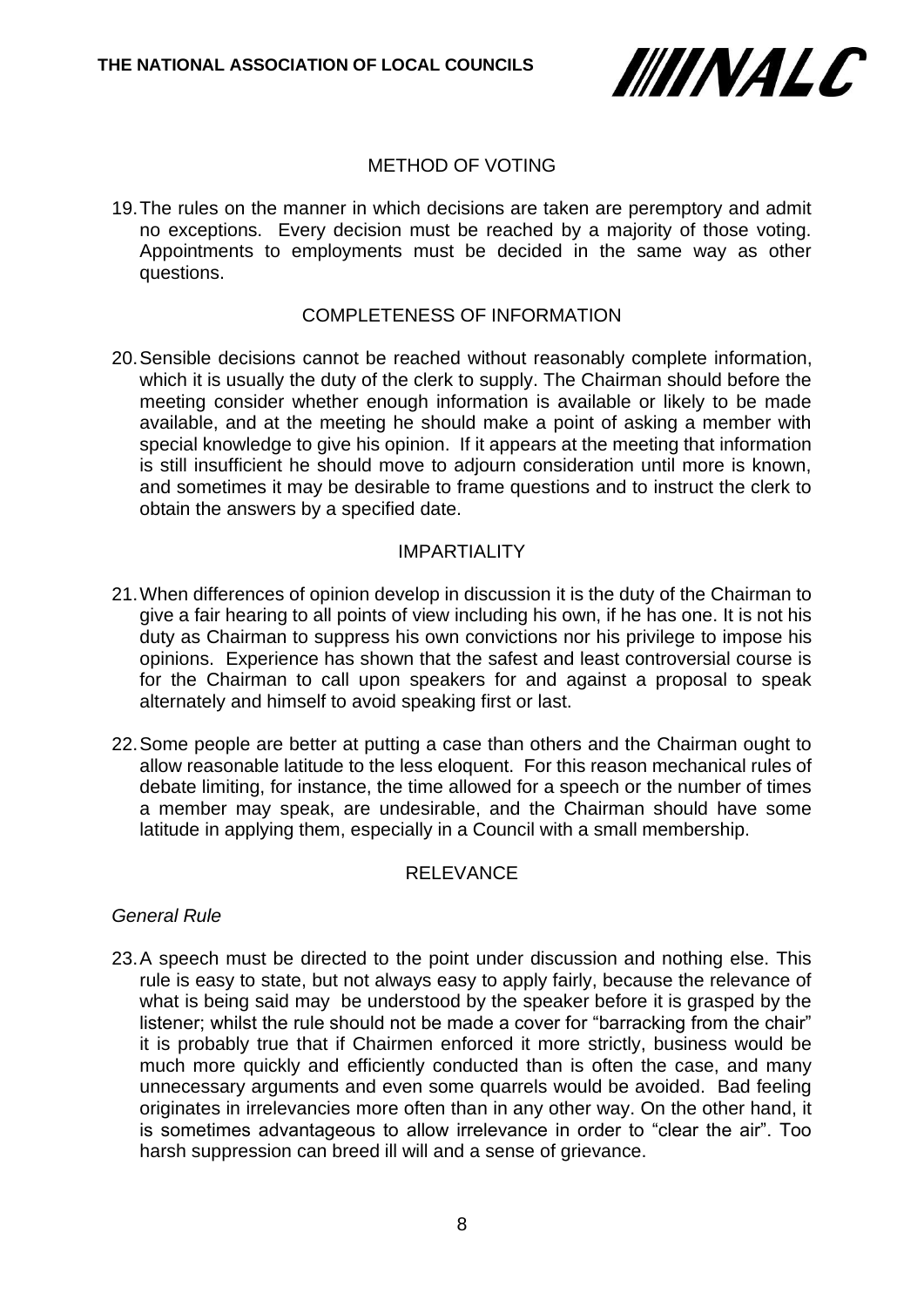## METHOD OF VOTING

19. The rules on the manner in which decisions are taken are peremptory and admit no exceptions. Every decision must be reached by a majority of those voting. Appointments to employments must be decided in the same way as other questions.

## COMPLETENESS OF INFORMATION

20. Sensible decisions cannot be reached without reasonably complete information, which it is usually the duty of the clerk to supply. The Chairman should before the meeting consider whether enough information is available or likely to be made available, and at the meeting he should make a point of asking a member with special knowledge to give his opinion. If it appears at the meeting that information is still insufficient he should move to adjourn consideration until more is known, and sometimes it may be desirable to frame questions and to instruct the clerk to obtain the answers by a specified date.

## IMPARTIALITY

21. When differences of opinion develop in discussion it is the duty of the Chairman to give a fair hearing to all points of view including his own, if he has one. It is not his duty as Chairman to suppress his own convictions nor his privilege to impose his opinions. Experience has shown that the safest and least controversial course is for the Chairman to call upon speakers for and against a proposal to speak alternately and himself to avoid speaking first or last.

22. Some people are better at putting a case than others and the Chairman ought to allow reasonable latitude to the less eloquent. For this reason mechanical rules of debate limiting, for instance, the time allowed for a speech or the number of times a member may speak, are undesirable, and the Chairman should have some latitude in applying them, especially in a Council with a small membership.

## RELEVANCE

*General Rule*

23. A speech must be directed to the point under discussion and nothing else. This rule is easy to state, but not always easy to apply fairly, because the relevance of what is being said may be understood by the speaker before it is grasped by the listener; whilst the rule should not be made a cover for "barracking from the chair" it is probably true that if Chairmen enforced it more strictly, business would be much more quickly and efficiently conducted than is often the case, and many unnecessary arguments and even some quarrels would be avoided. Bad feeling originates in irrelevancies more often than in any other way. On the other hand, it is sometimes advantageous to allow irrelevance in order to "clear the air". Too harsh suppression can breed ill will and a sense of grievance.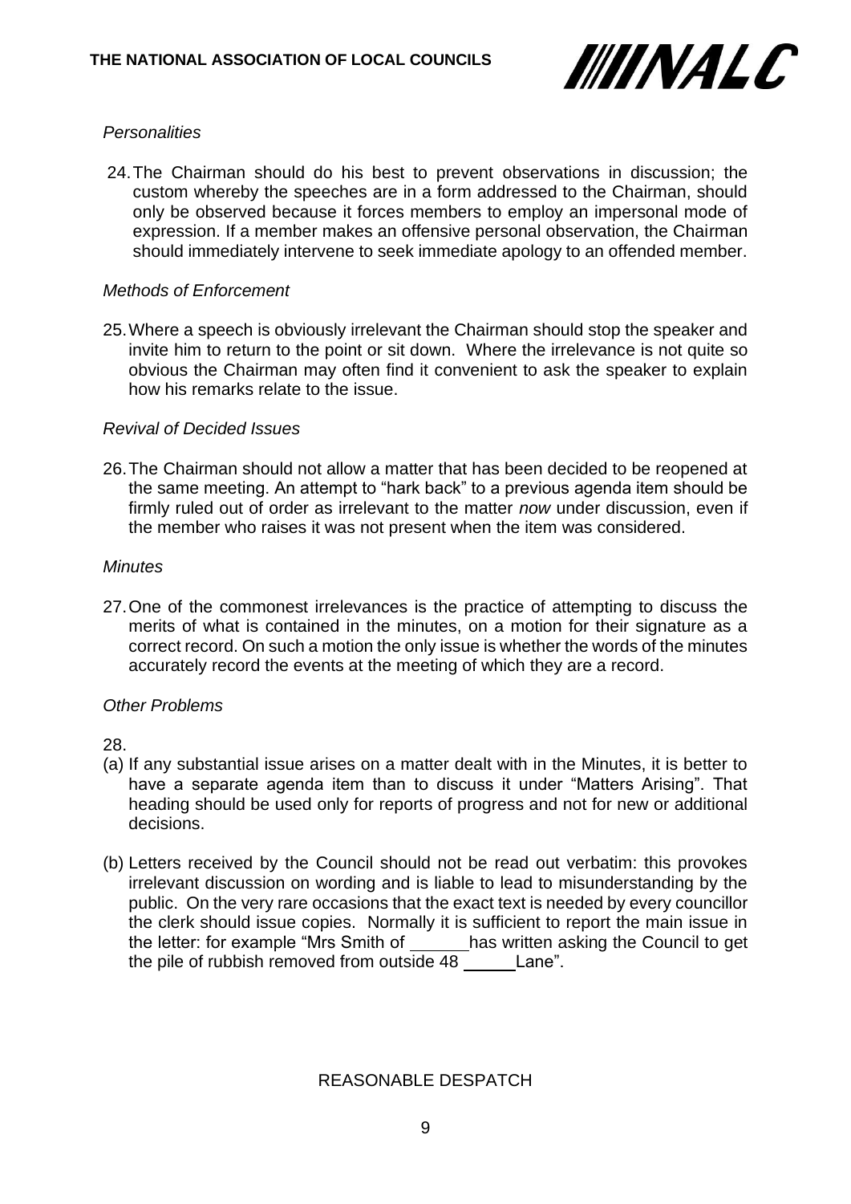*Personalities*

24. The Chairman should do his best to prevent observations in discussion; the custom whereby the speeches are in a form addressed to the Chairman, should only be observed because it forces members to employ an impersonal mode of expression. If a member makes an offensive personal observation, the Chairman should immediately intervene to seek immediate apology to an offended member.

*Methods of Enforcement*

25. Where a speech is obviously irrelevant the Chairman should stop the speaker and invite him to return to the point or sit down. Where the irrelevance is not quite so obvious the Chairman may often find it convenient to ask the speaker to explain how his remarks relate to the issue.

*Revival of Decided Issues*

26. The Chairman should not allow a matter that has been decided to be reopened at the same meeting. An attempt to "hark back" to a previous agenda item should be firmly ruled out of order as irrelevant to the matter *now* under discussion, even if the member who raises it was not present when the item was considered.

*Minutes*

27. One of the commonest irrelevances is the practice of attempting to discuss the merits of what is contained in the minutes, on a motion for their signature as a correct record. On such a motion the only issue is whether the words of the minutes accurately record the events at the meeting of which they are a record.

*Other Problems*

28.

(a) If any substantial issue arises on a matter dealt with in the Minutes, it is better to have a separate agenda item than to discuss it under "Matters Arising". That heading should be used only for reports of progress and not for new or additional decisions.

(b) Letters received by the Council should not be read out verbatim: this provokes irrelevant discussion on wording and is liable to lead to misunderstanding by the public. On the very rare occasions that the exact text is needed by every councillor the clerk should issue copies. Normally it is sufficient to report the main issue in the letter: for example "Mrs Smith of ______ has written asking the Council to get the pile of rubbish removed from outside 48 ______ Lane".

REASONABLE DESPATCH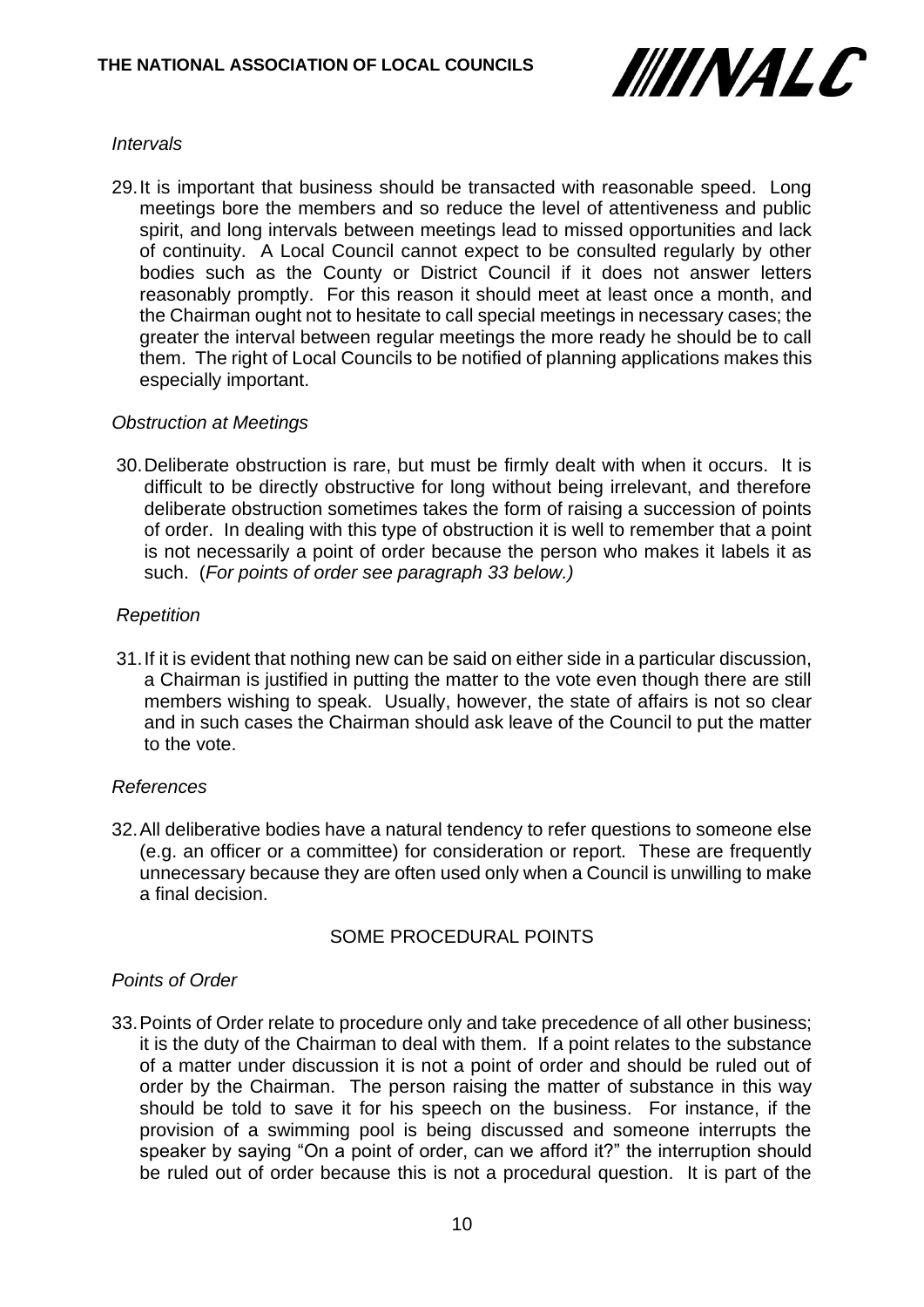*Intervals*

29. It is important that business should be transacted with reasonable speed. Long meetings bore the members and so reduce the level of attentiveness and public spirit, and long intervals between meetings lead to missed opportunities and lack of continuity. A Local Council cannot expect to be consulted regularly by other bodies such as the County or District Council if it does not answer letters reasonably promptly. For this reason it should meet at least once a month, and the Chairman ought not to hesitate to call special meetings in necessary cases; the greater the interval between regular meetings the more ready he should be to call them. The right of Local Councils to be notified of planning applications makes this especially important.

*Obstruction at Meetings*

30. Deliberate obstruction is rare, but must be firmly dealt with when it occurs. It is difficult to be directly obstructive for long without being irrelevant, and therefore deliberate obstruction sometimes takes the form of raising a succession of points of order. In dealing with this type of obstruction it is well to remember that a point is not necessarily a point of order because the person who makes it labels it as such. (*For points of order see paragraph 33 below.)*

*Repetition*

31. If it is evident that nothing new can be said on either side in a particular discussion, a Chairman is justified in putting the matter to the vote even though there are still members wishing to speak. Usually, however, the state of affairs is not so clear and in such cases the Chairman should ask leave of the Council to put the matter to the vote.

*References*

32. All deliberative bodies have a natural tendency to refer questions to someone else (e.g. an officer or a committee) for consideration or report. These are frequently unnecessary because they are often used only when a Council is unwilling to make a final decision.

## SOME PROCEDURAL POINTS

*Points of Order*

33. Points of Order relate to procedure only and take precedence of all other business; it is the duty of the Chairman to deal with them. If a point relates to the substance of a matter under discussion it is not a point of order and should be ruled out of order by the Chairman. The person raising the matter of substance in this way should be told to save it for his speech on the business. For instance, if the provision of a swimming pool is being discussed and someone interrupts the speaker by saying "On a point of order, can we afford it?" the interruption should be ruled out of order because this is not a procedural question. It is part of the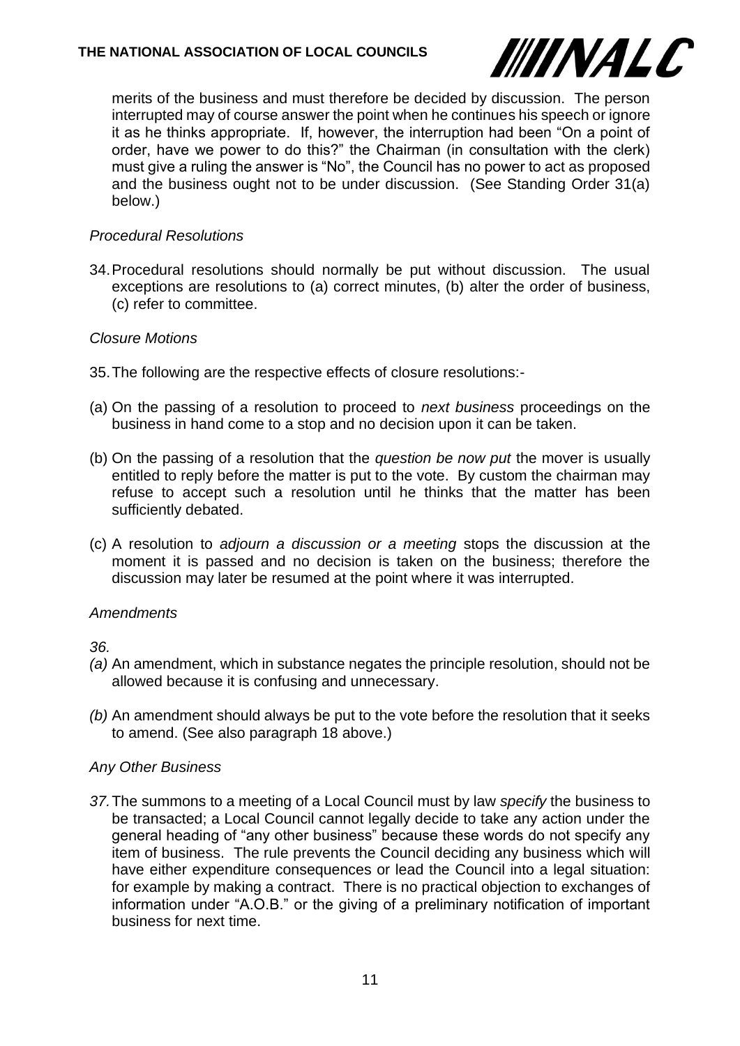merits of the business and must therefore be decided by discussion. The person interrupted may of course answer the point when he continues his speech or ignore it as he thinks appropriate. If, however, the interruption had been "On a point of order, have we power to do this?" the Chairman (in consultation with the clerk) must give a ruling the answer is "No", the Council has no power to act as proposed and the business ought not to be under discussion. (See Standing Order 31(a) below.)

*Procedural Resolutions*

34. Procedural resolutions should normally be put without discussion. The usual exceptions are resolutions to (a) correct minutes, (b) alter the order of business, (c) refer to committee.

*Closure Motions*

35. The following are the respective effects of closure resolutions:-

(a) On the passing of a resolution to proceed to *next business* proceedings on the business in hand come to a stop and no decision upon it can be taken.

(b) On the passing of a resolution that the *question be now put* the mover is usually entitled to reply before the matter is put to the vote. By custom the chairman may refuse to accept such a resolution until he thinks that the matter has been sufficiently debated.

(c) A resolution to *adjourn a discussion or a meeting* stops the discussion at the moment it is passed and no decision is taken on the business; therefore the discussion may later be resumed at the point where it was interrupted.

*Amendments*

*36.*

*(a)* An amendment, which in substance negates the principle resolution, should not be allowed because it is confusing and unnecessary.

*(b)* An amendment should always be put to the vote before the resolution that it seeks to amend. (See also paragraph 18 above.)

*Any Other Business*

*37.* The summons to a meeting of a Local Council must by law *specify* the business to be transacted; a Local Council cannot legally decide to take any action under the general heading of "any other business" because these words do not specify any item of business. The rule prevents the Council deciding any business which will have either expenditure consequences or lead the Council into a legal situation: for example by making a contract. There is no practical objection to exchanges of information under "A.O.B." or the giving of a preliminary notification of important business for next time.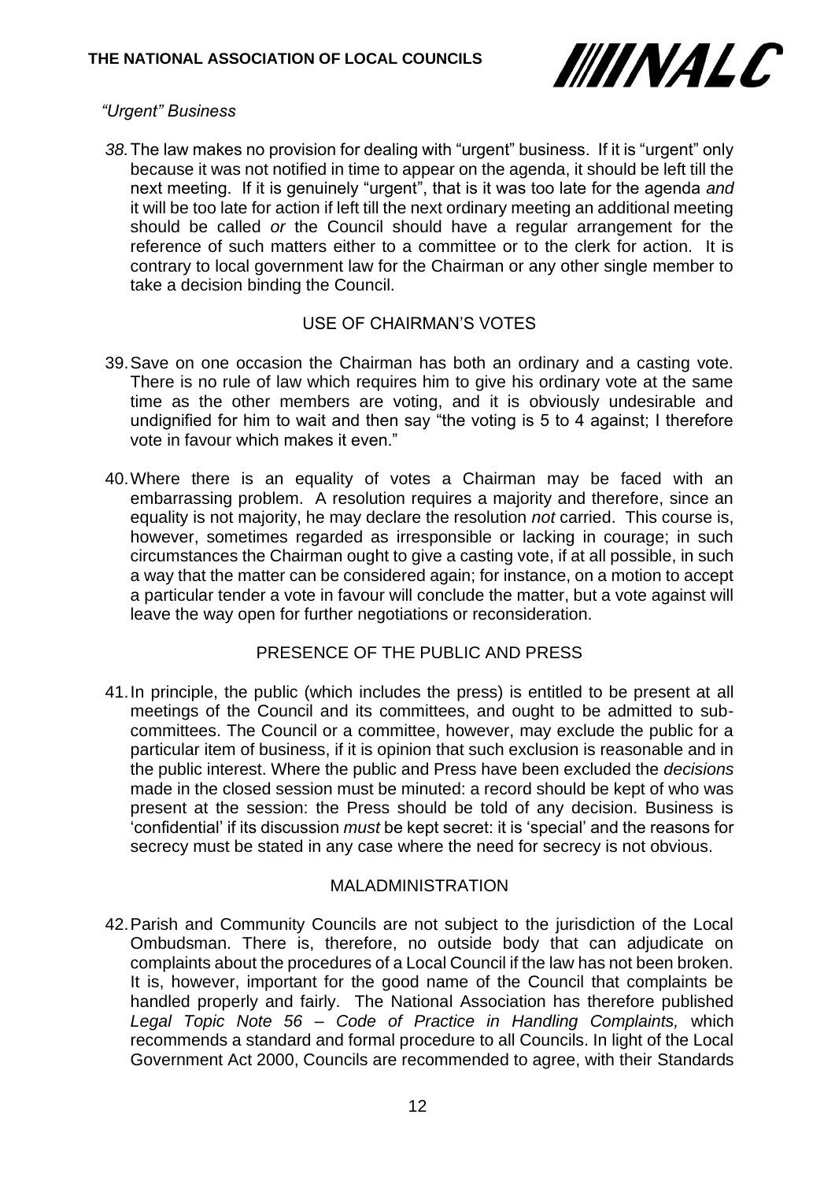*"Urgent" Business*

*38.* The law makes no provision for dealing with "urgent" business. If it is "urgent" only because it was not notified in time to appear on the agenda, it should be left till the next meeting. If it is genuinely "urgent", that is it was too late for the agenda *and* it will be too late for action if left till the next ordinary meeting an additional meeting should be called *or* the Council should have a regular arrangement for the reference of such matters either to a committee or to the clerk for action. It is contrary to local government law for the Chairman or any other single member to take a decision binding the Council.

## USE OF CHAIRMAN'S VOTES

39. Save on one occasion the Chairman has both an ordinary and a casting vote. There is no rule of law which requires him to give his ordinary vote at the same time as the other members are voting, and it is obviously undesirable and undignified for him to wait and then say "the voting is 5 to 4 against; I therefore vote in favour which makes it even."

40. Where there is an equality of votes a Chairman may be faced with an embarrassing problem. A resolution requires a majority and therefore, since an equality is not majority, he may declare the resolution *not* carried. This course is, however, sometimes regarded as irresponsible or lacking in courage; in such circumstances the Chairman ought to give a casting vote, if at all possible, in such a way that the matter can be considered again; for instance, on a motion to accept a particular tender a vote in favour will conclude the matter, but a vote against will leave the way open for further negotiations or reconsideration.

## PRESENCE OF THE PUBLIC AND PRESS

41. In principle, the public (which includes the press) is entitled to be present at all meetings of the Council and its committees, and ought to be admitted to sub-committees. The Council or a committee, however, may exclude the public for a particular item of business, if it is opinion that such exclusion is reasonable and in the public interest. Where the public and Press have been excluded the *decisions* made in the closed session must be minuted: a record should be kept of who was present at the session: the Press should be told of any decision. Business is 'confidential' if its discussion *must* be kept secret: it is 'special' and the reasons for secrecy must be stated in any case where the need for secrecy is not obvious.

## MALADMINISTRATION

42. Parish and Community Councils are not subject to the jurisdiction of the Local Ombudsman. There is, therefore, no outside body that can adjudicate on complaints about the procedures of a Local Council if the law has not been broken. It is, however, important for the good name of the Council that complaints be handled properly and fairly. The National Association has therefore published *Legal Topic Note 56 – Code of Practice in Handling Complaints,* which recommends a standard and formal procedure to all Councils. In light of the Local Government Act 2000, Councils are recommended to agree, with their Standards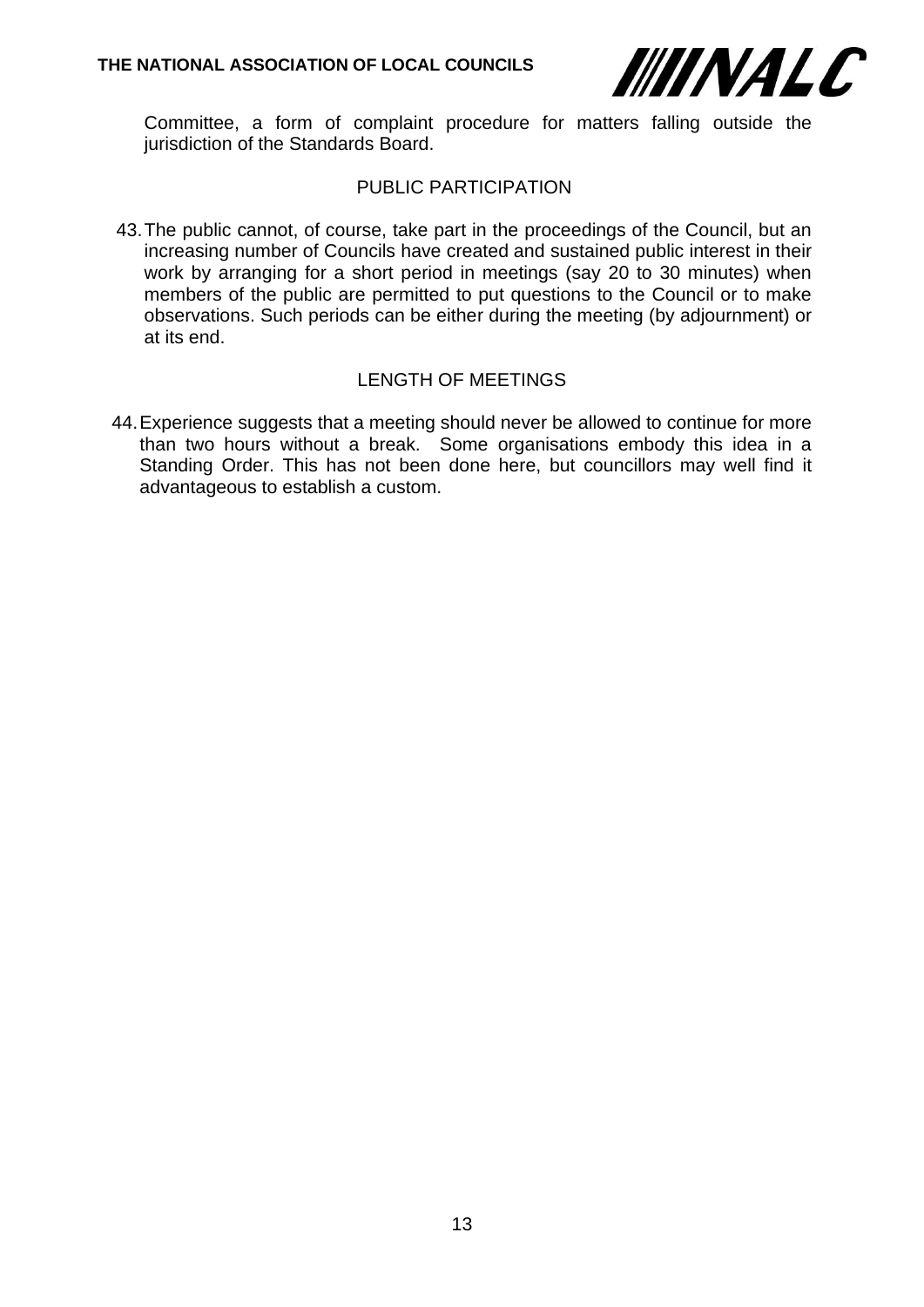Committee, a form of complaint procedure for matters falling outside the jurisdiction of the Standards Board.

## PUBLIC PARTICIPATION

43. The public cannot, of course, take part in the proceedings of the Council, but an increasing number of Councils have created and sustained public interest in their work by arranging for a short period in meetings (say 20 to 30 minutes) when members of the public are permitted to put questions to the Council or to make observations. Such periods can be either during the meeting (by adjournment) or at its end.

## LENGTH OF MEETINGS

44. Experience suggests that a meeting should never be allowed to continue for more than two hours without a break. Some organisations embody this idea in a Standing Order. This has not been done here, but councillors may well find it advantageous to establish a custom.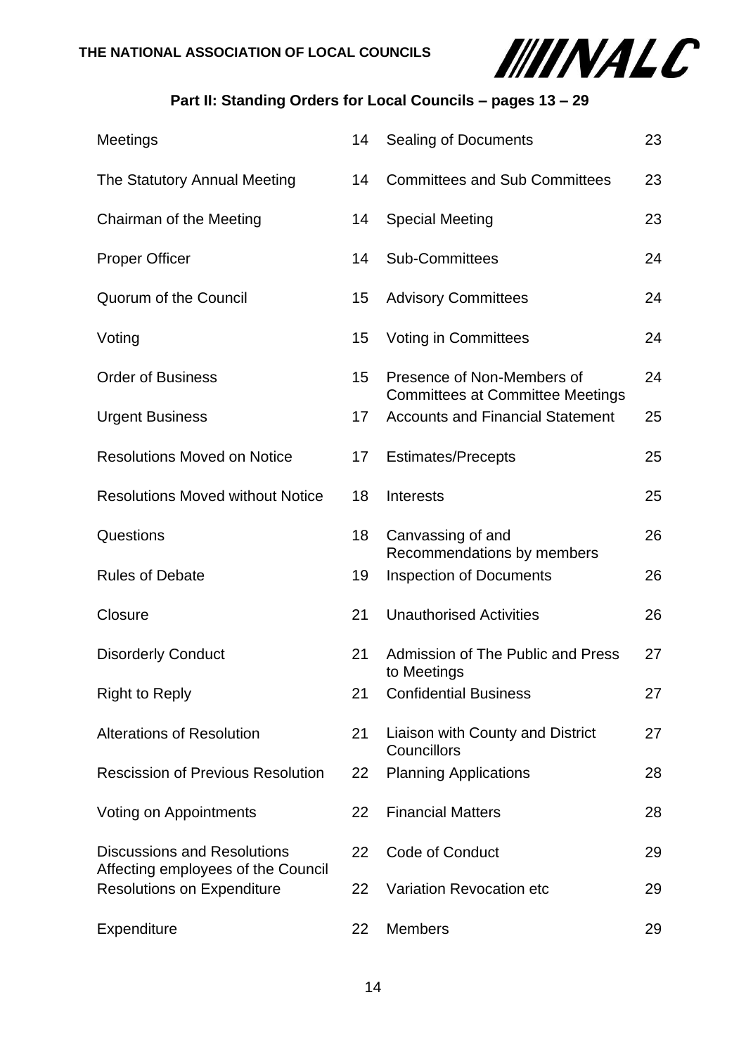**THE NATIONAL ASSOCIATION OF LOCAL COUNCILS**

## Part II: Standing Orders for Local Councils – pages 13 – 29

| | | | |
|---|---|---|---|
| Meetings | 14 | Sealing of Documents | 23 |
| The Statutory Annual Meeting | 14 | Committees and Sub Committees | 23 |
| Chairman of the Meeting | 14 | Special Meeting | 23 |
| Proper Officer | 14 | Sub-Committees | 24 |
| Quorum of the Council | 15 | Advisory Committees | 24 |
| Voting | 15 | Voting in Committees | 24 |
| Order of Business | 15 | Presence of Non-Members of Committees at Committee Meetings | 24 |
| Urgent Business | 17 | Accounts and Financial Statement | 25 |
| Resolutions Moved on Notice | 17 | Estimates/Precepts | 25 |
| Resolutions Moved without Notice | 18 | Interests | 25 |
| Questions | 18 | Canvassing of and Recommendations by members | 26 |
| Rules of Debate | 19 | Inspection of Documents | 26 |
| Closure | 21 | Unauthorised Activities | 26 |
| Disorderly Conduct | 21 | Admission of The Public and Press to Meetings | 27 |
| Right to Reply | 21 | Confidential Business | 27 |
| Alterations of Resolution | 21 | Liaison with County and District Councillors | 27 |
| Rescission of Previous Resolution | 22 | Planning Applications | 28 |
| Voting on Appointments | 22 | Financial Matters | 28 |
| Discussions and Resolutions Affecting employees of the Council | 22 | Code of Conduct | 29 |
| Resolutions on Expenditure | 22 | Variation Revocation etc | 29 |
| Expenditure | 22 | Members | 29 |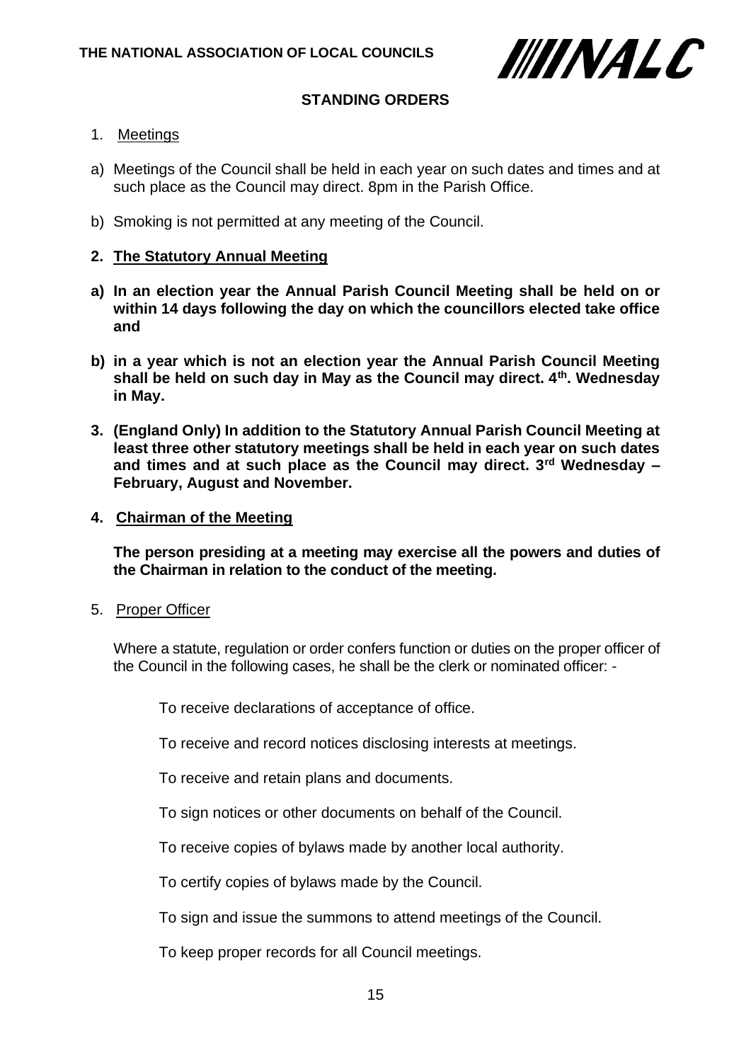THE NATIONAL ASSOCIATION OF LOCAL COUNCILS

**STANDING ORDERS**

1. Meetings

a) Meetings of the Council shall be held in each year on such dates and times and at such place as the Council may direct. 8pm in the Parish Office.

b) Smoking is not permitted at any meeting of the Council.

**2. The Statutory Annual Meeting**

**a) In an election year the Annual Parish Council Meeting shall be held on or within 14 days following the day on which the councillors elected take office and**

**b) in a year which is not an election year the Annual Parish Council Meeting shall be held on such day in May as the Council may direct. 4th. Wednesday in May.**

**3. (England Only) In addition to the Statutory Annual Parish Council Meeting at least three other statutory meetings shall be held in each year on such dates and times and at such place as the Council may direct. 3rd Wednesday – February, August and November.**

**4. Chairman of the Meeting**

**The person presiding at a meeting may exercise all the powers and duties of the Chairman in relation to the conduct of the meeting.**

5. Proper Officer

Where a statute, regulation or order confers function or duties on the proper officer of the Council in the following cases, he shall be the clerk or nominated officer: -

To receive declarations of acceptance of office.

To receive and record notices disclosing interests at meetings.

To receive and retain plans and documents.

To sign notices or other documents on behalf of the Council.

To receive copies of bylaws made by another local authority.

To certify copies of bylaws made by the Council.

To sign and issue the summons to attend meetings of the Council.

To keep proper records for all Council meetings.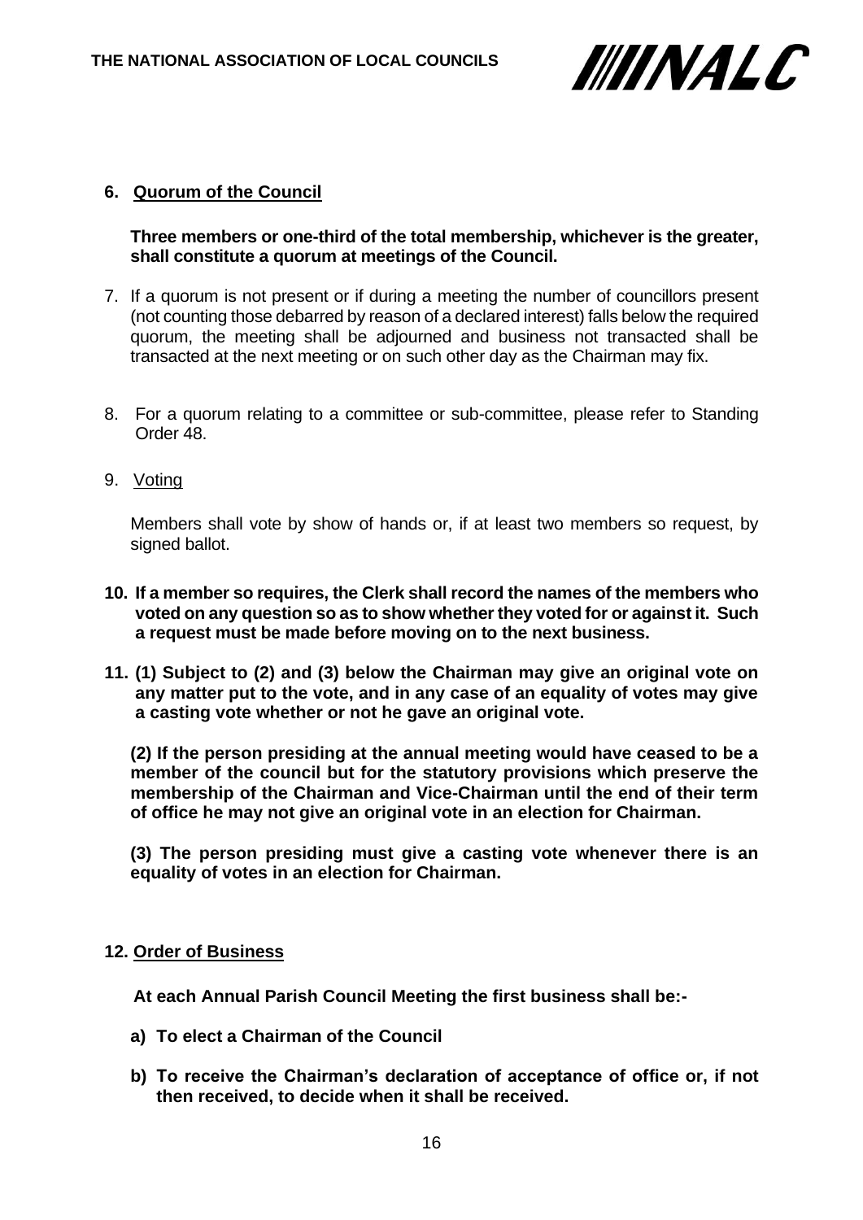**6. Quorum of the Council**

**Three members or one-third of the total membership, whichever is the greater, shall constitute a quorum at meetings of the Council.**

7. If a quorum is not present or if during a meeting the number of councillors present (not counting those debarred by reason of a declared interest) falls below the required quorum, the meeting shall be adjourned and business not transacted shall be transacted at the next meeting or on such other day as the Chairman may fix.

8. For a quorum relating to a committee or sub-committee, please refer to Standing Order 48.

9. Voting

Members shall vote by show of hands or, if at least two members so request, by signed ballot.

**10. If a member so requires, the Clerk shall record the names of the members who voted on any question so as to show whether they voted for or against it. Such a request must be made before moving on to the next business.**

**11. (1) Subject to (2) and (3) below the Chairman may give an original vote on any matter put to the vote, and in any case of an equality of votes may give a casting vote whether or not he gave an original vote.**

**(2) If the person presiding at the annual meeting would have ceased to be a member of the council but for the statutory provisions which preserve the membership of the Chairman and Vice-Chairman until the end of their term of office he may not give an original vote in an election for Chairman.**

**(3) The person presiding must give a casting vote whenever there is an equality of votes in an election for Chairman.**

**12. Order of Business**

**At each Annual Parish Council Meeting the first business shall be:-**

**a) To elect a Chairman of the Council**

**b) To receive the Chairman's declaration of acceptance of office or, if not then received, to decide when it shall be received.**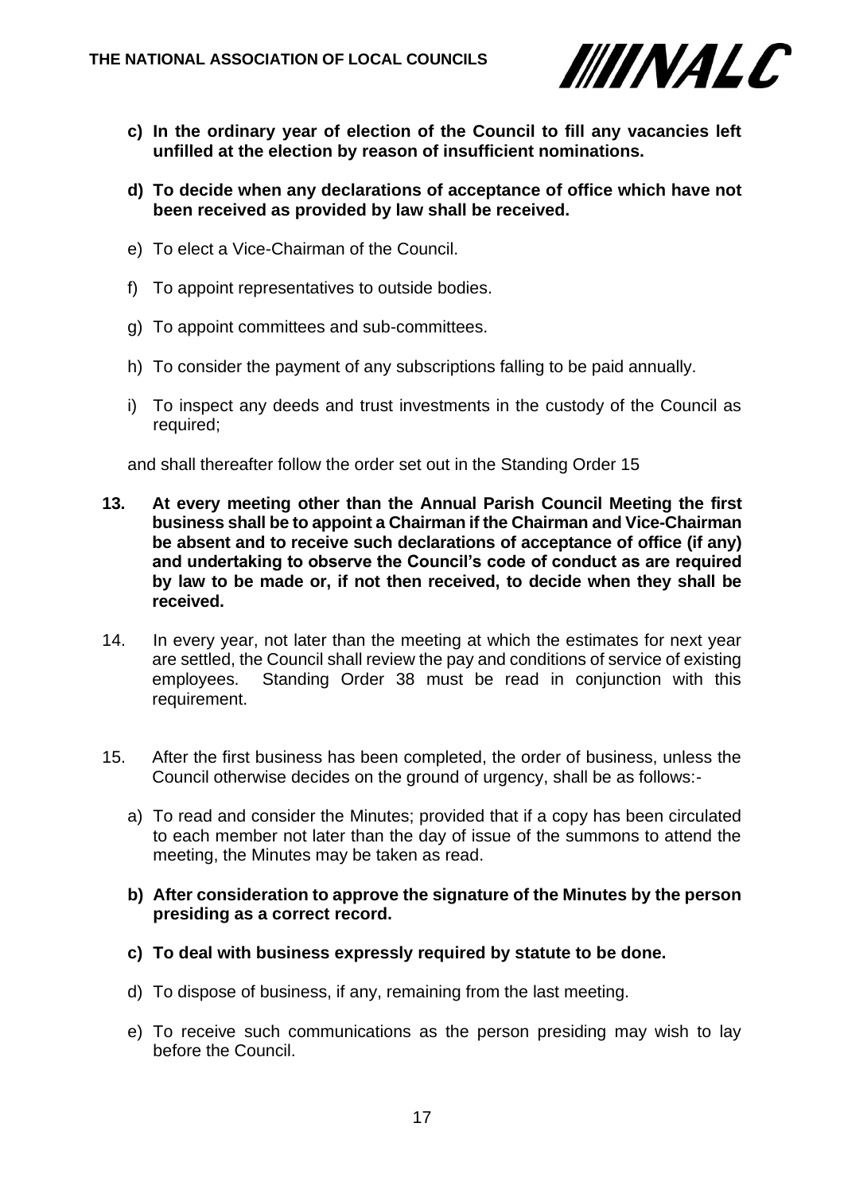c) **In the ordinary year of election of the Council to fill any vacancies left unfilled at the election by reason of insufficient nominations.**

d) **To decide when any declarations of acceptance of office which have not been received as provided by law shall be received.**

e) To elect a Vice-Chairman of the Council.

f) To appoint representatives to outside bodies.

g) To appoint committees and sub-committees.

h) To consider the payment of any subscriptions falling to be paid annually.

i) To inspect any deeds and trust investments in the custody of the Council as required;

and shall thereafter follow the order set out in the Standing Order 15

**13. At every meeting other than the Annual Parish Council Meeting the first business shall be to appoint a Chairman if the Chairman and Vice-Chairman be absent and to receive such declarations of acceptance of office (if any) and undertaking to observe the Council's code of conduct as are required by law to be made or, if not then received, to decide when they shall be received.**

14. In every year, not later than the meeting at which the estimates for next year are settled, the Council shall review the pay and conditions of service of existing employees. Standing Order 38 must be read in conjunction with this requirement.

15. After the first business has been completed, the order of business, unless the Council otherwise decides on the ground of urgency, shall be as follows:-

a) To read and consider the Minutes; provided that if a copy has been circulated to each member not later than the day of issue of the summons to attend the meeting, the Minutes may be taken as read.

b) **After consideration to approve the signature of the Minutes by the person presiding as a correct record.**

c) **To deal with business expressly required by statute to be done.**

d) To dispose of business, if any, remaining from the last meeting.

e) To receive such communications as the person presiding may wish to lay before the Council.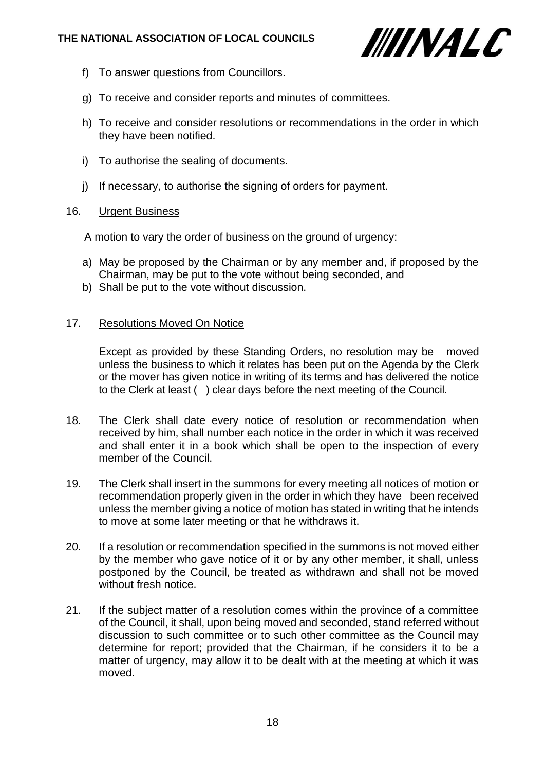f) To answer questions from Councillors.

g) To receive and consider reports and minutes of committees.

h) To receive and consider resolutions or recommendations in the order in which they have been notified.

i) To authorise the sealing of documents.

j) If necessary, to authorise the signing of orders for payment.

16. Urgent Business

A motion to vary the order of business on the ground of urgency:

a) May be proposed by the Chairman or by any member and, if proposed by the Chairman, may be put to the vote without being seconded, and
b) Shall be put to the vote without discussion.

17. Resolutions Moved On Notice

Except as provided by these Standing Orders, no resolution may be moved unless the business to which it relates has been put on the Agenda by the Clerk or the mover has given notice in writing of its terms and has delivered the notice to the Clerk at least ( ) clear days before the next meeting of the Council.

18. The Clerk shall date every notice of resolution or recommendation when received by him, shall number each notice in the order in which it was received and shall enter it in a book which shall be open to the inspection of every member of the Council.

19. The Clerk shall insert in the summons for every meeting all notices of motion or recommendation properly given in the order in which they have been received unless the member giving a notice of motion has stated in writing that he intends to move at some later meeting or that he withdraws it.

20. If a resolution or recommendation specified in the summons is not moved either by the member who gave notice of it or by any other member, it shall, unless postponed by the Council, be treated as withdrawn and shall not be moved without fresh notice.

21. If the subject matter of a resolution comes within the province of a committee of the Council, it shall, upon being moved and seconded, stand referred without discussion to such committee or to such other committee as the Council may determine for report; provided that the Chairman, if he considers it to be a matter of urgency, may allow it to be dealt with at the meeting at which it was moved.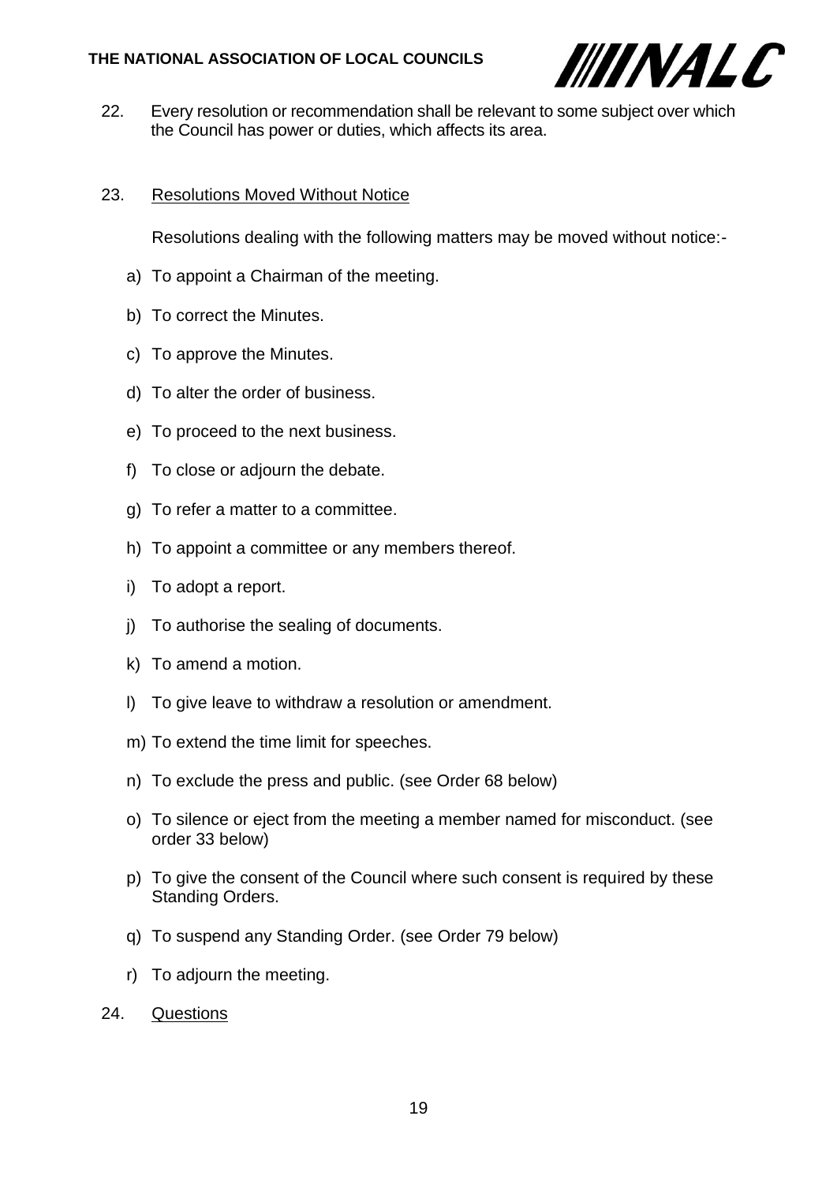22. Every resolution or recommendation shall be relevant to some subject over which the Council has power or duties, which affects its area.

23. Resolutions Moved Without Notice

Resolutions dealing with the following matters may be moved without notice:-

a) To appoint a Chairman of the meeting.

b) To correct the Minutes.

c) To approve the Minutes.

d) To alter the order of business.

e) To proceed to the next business.

f) To close or adjourn the debate.

g) To refer a matter to a committee.

h) To appoint a committee or any members thereof.

i) To adopt a report.

j) To authorise the sealing of documents.

k) To amend a motion.

l) To give leave to withdraw a resolution or amendment.

m) To extend the time limit for speeches.

n) To exclude the press and public. (see Order 68 below)

o) To silence or eject from the meeting a member named for misconduct. (see order 33 below)

p) To give the consent of the Council where such consent is required by these Standing Orders.

q) To suspend any Standing Order. (see Order 79 below)

r) To adjourn the meeting.

24. Questions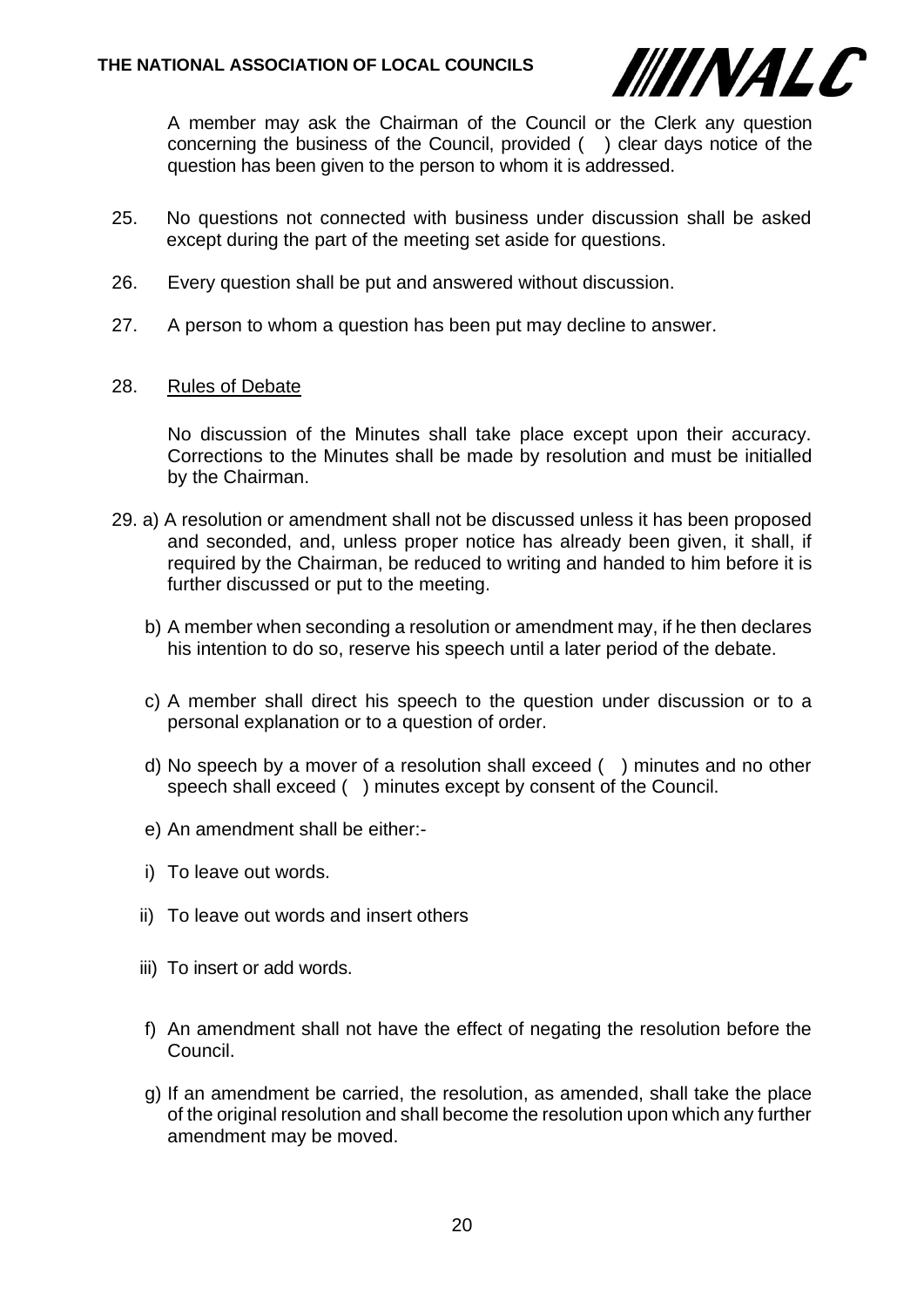A member may ask the Chairman of the Council or the Clerk any question concerning the business of the Council, provided ( ) clear days notice of the question has been given to the person to whom it is addressed.

25. No questions not connected with business under discussion shall be asked except during the part of the meeting set aside for questions.

26. Every question shall be put and answered without discussion.

27. A person to whom a question has been put may decline to answer.

28. Rules of Debate

No discussion of the Minutes shall take place except upon their accuracy. Corrections to the Minutes shall be made by resolution and must be initialled by the Chairman.

29. a) A resolution or amendment shall not be discussed unless it has been proposed and seconded, and, unless proper notice has already been given, it shall, if required by the Chairman, be reduced to writing and handed to him before it is further discussed or put to the meeting.

b) A member when seconding a resolution or amendment may, if he then declares his intention to do so, reserve his speech until a later period of the debate.

c) A member shall direct his speech to the question under discussion or to a personal explanation or to a question of order.

d) No speech by a mover of a resolution shall exceed ( ) minutes and no other speech shall exceed ( ) minutes except by consent of the Council.

e) An amendment shall be either:-

i) To leave out words.

ii) To leave out words and insert others

iii) To insert or add words.

f) An amendment shall not have the effect of negating the resolution before the Council.

g) If an amendment be carried, the resolution, as amended, shall take the place of the original resolution and shall become the resolution upon which any further amendment may be moved.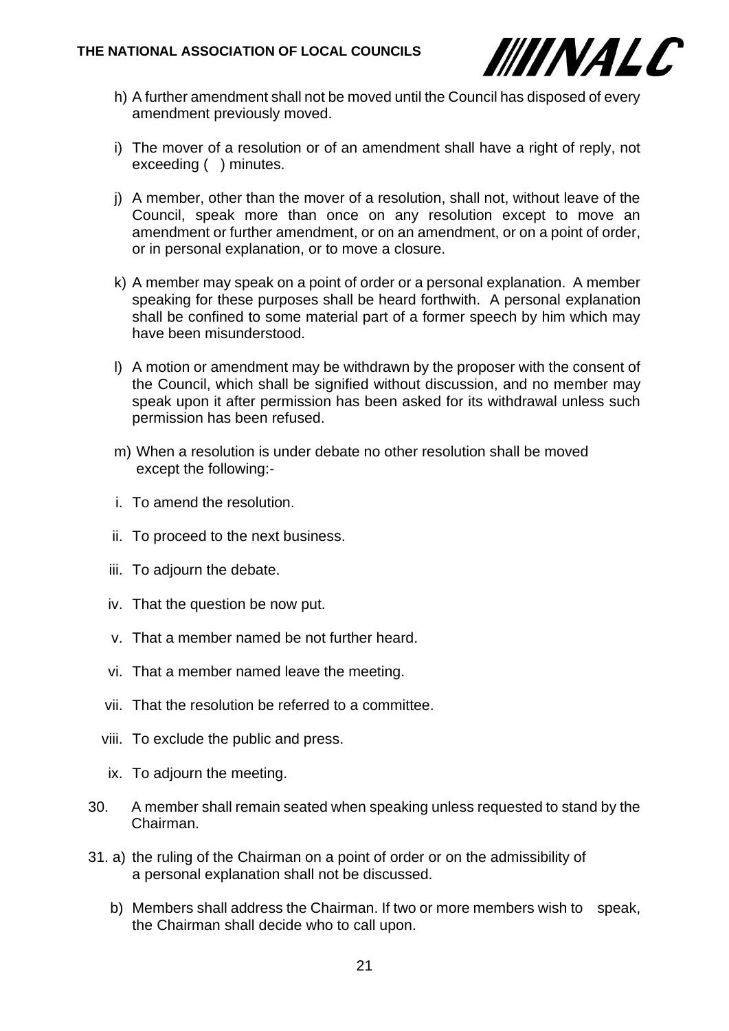h) A further amendment shall not be moved until the Council has disposed of every amendment previously moved.

i) The mover of a resolution or of an amendment shall have a right of reply, not exceeding (   ) minutes.

j) A member, other than the mover of a resolution, shall not, without leave of the Council, speak more than once on any resolution except to move an amendment or further amendment, or on an amendment, or on a point of order, or in personal explanation, or to move a closure.

k) A member may speak on a point of order or a personal explanation. A member speaking for these purposes shall be heard forthwith. A personal explanation shall be confined to some material part of a former speech by him which may have been misunderstood.

l) A motion or amendment may be withdrawn by the proposer with the consent of the Council, which shall be signified without discussion, and no member may speak upon it after permission has been asked for its withdrawal unless such permission has been refused.

m) When a resolution is under debate no other resolution shall be moved except the following:-

i. To amend the resolution.

ii. To proceed to the next business.

iii. To adjourn the debate.

iv. That the question be now put.

v. That a member named be not further heard.

vi. That a member named leave the meeting.

vii. That the resolution be referred to a committee.

viii. To exclude the public and press.

ix. To adjourn the meeting.

30. A member shall remain seated when speaking unless requested to stand by the Chairman.

31. a) the ruling of the Chairman on a point of order or on the admissibility of a personal explanation shall not be discussed.

b) Members shall address the Chairman. If two or more members wish to speak, the Chairman shall decide who to call upon.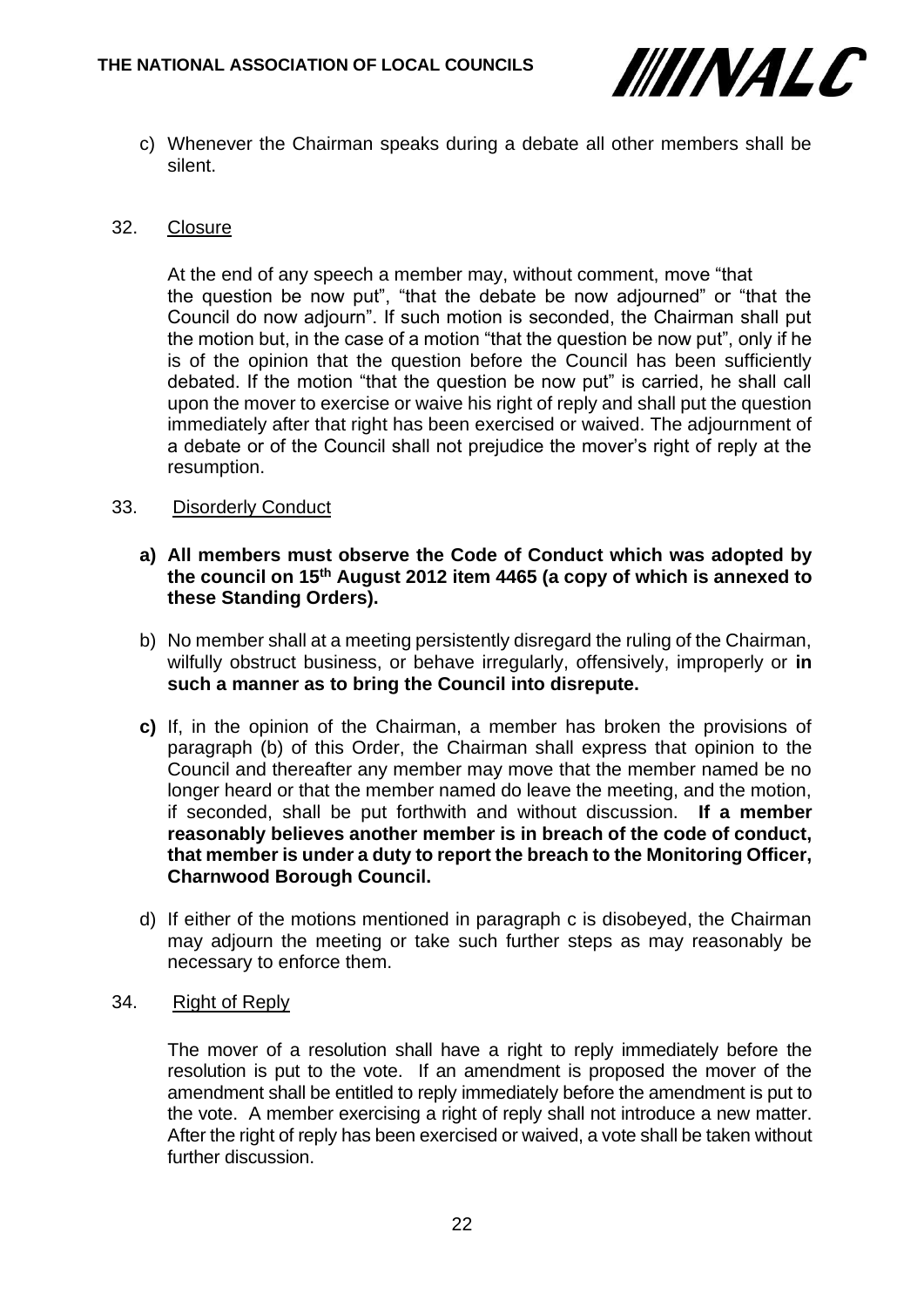c) Whenever the Chairman speaks during a debate all other members shall be silent.

32. Closure

At the end of any speech a member may, without comment, move "that the question be now put", "that the debate be now adjourned" or "that the Council do now adjourn". If such motion is seconded, the Chairman shall put the motion but, in the case of a motion "that the question be now put", only if he is of the opinion that the question before the Council has been sufficiently debated. If the motion "that the question be now put" is carried, he shall call upon the mover to exercise or waive his right of reply and shall put the question immediately after that right has been exercised or waived. The adjournment of a debate or of the Council shall not prejudice the mover's right of reply at the resumption.

33. Disorderly Conduct

**a) All members must observe the Code of Conduct which was adopted by the council on 15th August 2012 item 4465 (a copy of which is annexed to these Standing Orders).**

b) No member shall at a meeting persistently disregard the ruling of the Chairman, wilfully obstruct business, or behave irregularly, offensively, improperly or **in such a manner as to bring the Council into disrepute.**

**c)** If, in the opinion of the Chairman, a member has broken the provisions of paragraph (b) of this Order, the Chairman shall express that opinion to the Council and thereafter any member may move that the member named be no longer heard or that the member named do leave the meeting, and the motion, if seconded, shall be put forthwith and without discussion. **If a member reasonably believes another member is in breach of the code of conduct, that member is under a duty to report the breach to the Monitoring Officer, Charnwood Borough Council.**

d) If either of the motions mentioned in paragraph c is disobeyed, the Chairman may adjourn the meeting or take such further steps as may reasonably be necessary to enforce them.

34. Right of Reply

The mover of a resolution shall have a right to reply immediately before the resolution is put to the vote. If an amendment is proposed the mover of the amendment shall be entitled to reply immediately before the amendment is put to the vote. A member exercising a right of reply shall not introduce a new matter. After the right of reply has been exercised or waived, a vote shall be taken without further discussion.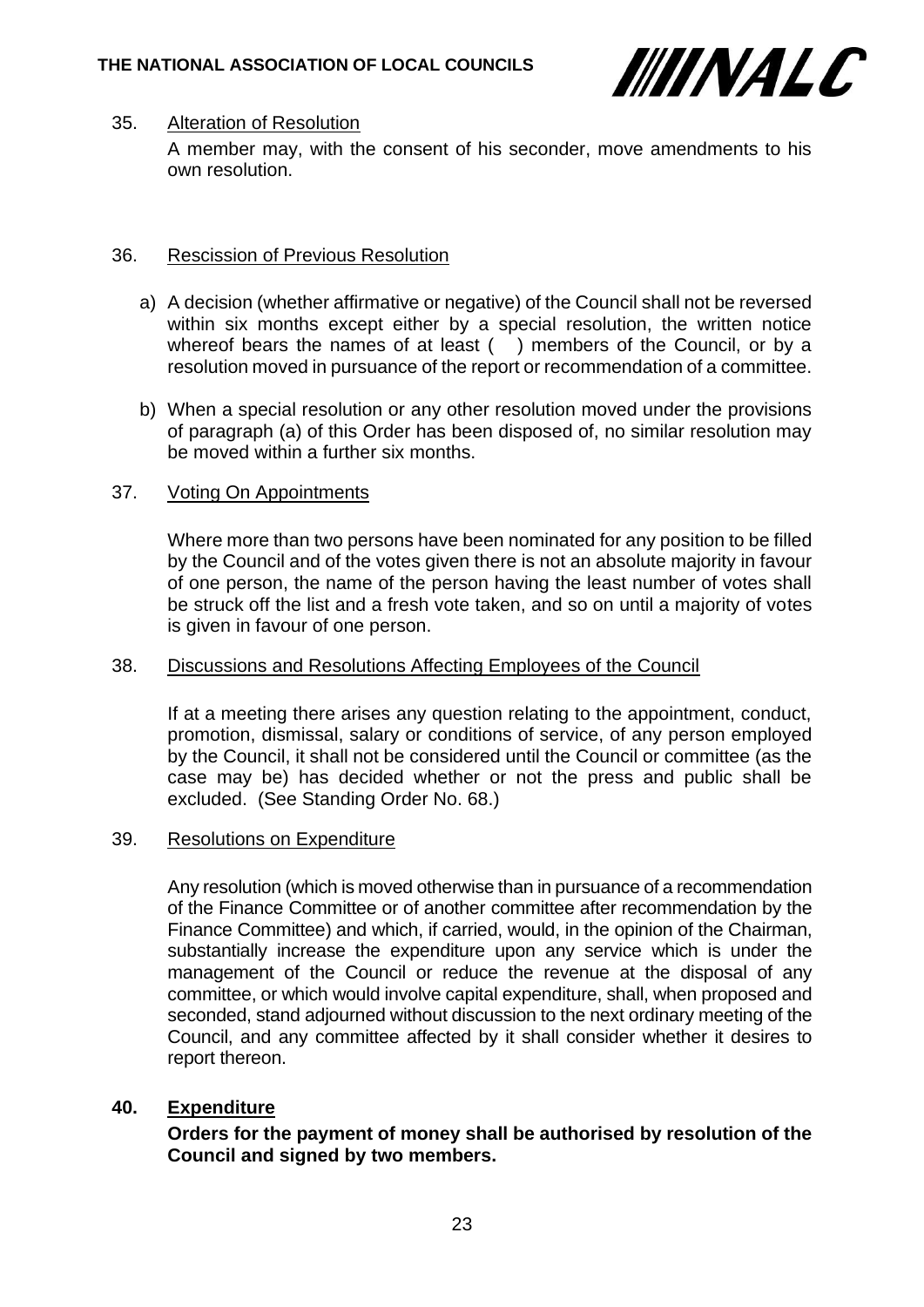35. Alteration of Resolution

A member may, with the consent of his seconder, move amendments to his own resolution.

36. Rescission of Previous Resolution

a) A decision (whether affirmative or negative) of the Council shall not be reversed within six months except either by a special resolution, the written notice whereof bears the names of at least (   ) members of the Council, or by a resolution moved in pursuance of the report or recommendation of a committee.

b) When a special resolution or any other resolution moved under the provisions of paragraph (a) of this Order has been disposed of, no similar resolution may be moved within a further six months.

37. Voting On Appointments

Where more than two persons have been nominated for any position to be filled by the Council and of the votes given there is not an absolute majority in favour of one person, the name of the person having the least number of votes shall be struck off the list and a fresh vote taken, and so on until a majority of votes is given in favour of one person.

38. Discussions and Resolutions Affecting Employees of the Council

If at a meeting there arises any question relating to the appointment, conduct, promotion, dismissal, salary or conditions of service, of any person employed by the Council, it shall not be considered until the Council or committee (as the case may be) has decided whether or not the press and public shall be excluded. (See Standing Order No. 68.)

39. Resolutions on Expenditure

Any resolution (which is moved otherwise than in pursuance of a recommendation of the Finance Committee or of another committee after recommendation by the Finance Committee) and which, if carried, would, in the opinion of the Chairman, substantially increase the expenditure upon any service which is under the management of the Council or reduce the revenue at the disposal of any committee, or which would involve capital expenditure, shall, when proposed and seconded, stand adjourned without discussion to the next ordinary meeting of the Council, and any committee affected by it shall consider whether it desires to report thereon.

**40. Expenditure**

**Orders for the payment of money shall be authorised by resolution of the Council and signed by two members.**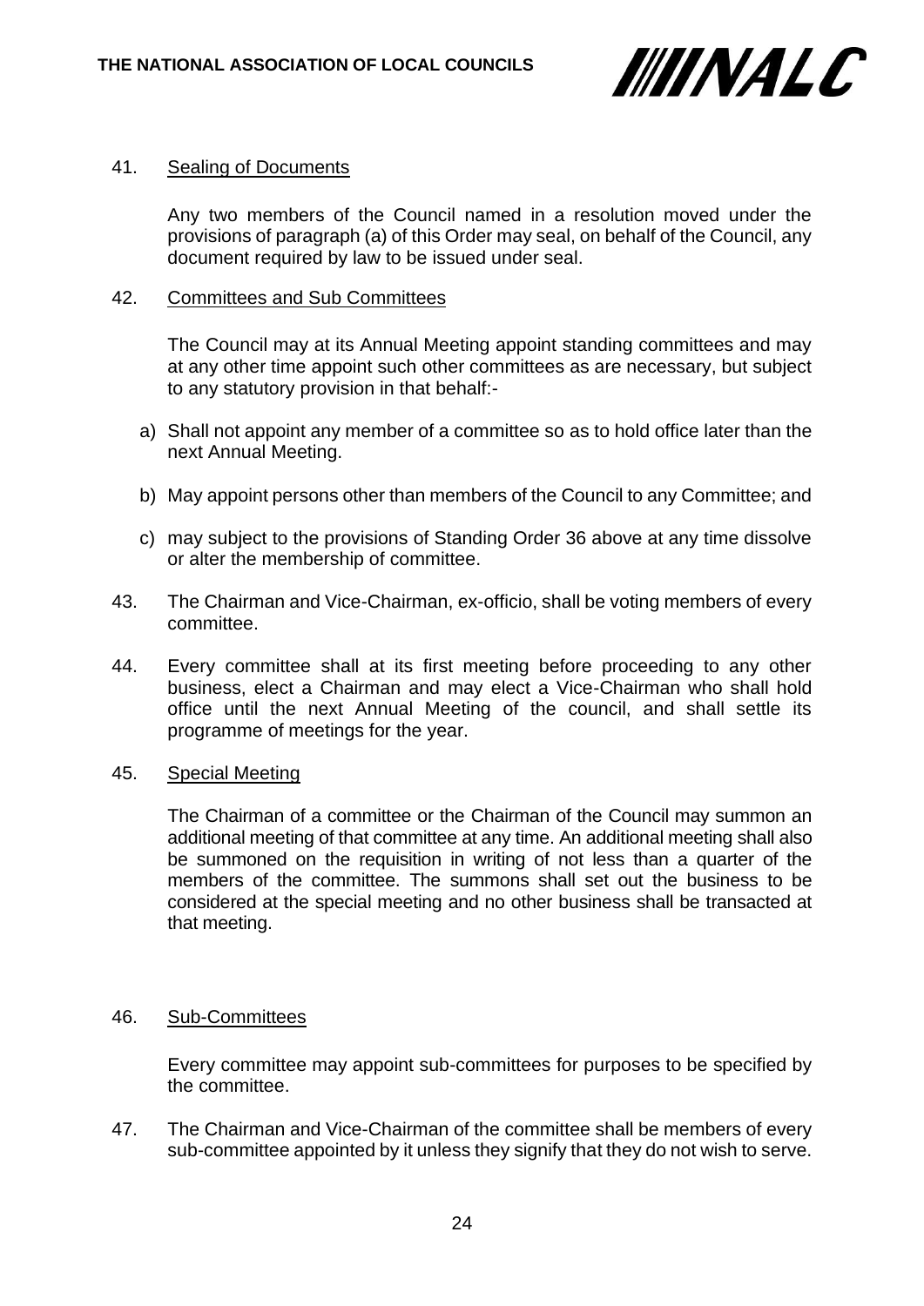41. Sealing of Documents

    Any two members of the Council named in a resolution moved under the provisions of paragraph (a) of this Order may seal, on behalf of the Council, any document required by law to be issued under seal.

42. Committees and Sub Committees

    The Council may at its Annual Meeting appoint standing committees and may at any other time appoint such other committees as are necessary, but subject to any statutory provision in that behalf:-

    a) Shall not appoint any member of a committee so as to hold office later than the next Annual Meeting.

    b) May appoint persons other than members of the Council to any Committee; and

    c) may subject to the provisions of Standing Order 36 above at any time dissolve or alter the membership of committee.

43. The Chairman and Vice-Chairman, ex-officio, shall be voting members of every committee.

44. Every committee shall at its first meeting before proceeding to any other business, elect a Chairman and may elect a Vice-Chairman who shall hold office until the next Annual Meeting of the council, and shall settle its programme of meetings for the year.

45. Special Meeting

    The Chairman of a committee or the Chairman of the Council may summon an additional meeting of that committee at any time. An additional meeting shall also be summoned on the requisition in writing of not less than a quarter of the members of the committee. The summons shall set out the business to be considered at the special meeting and no other business shall be transacted at that meeting.

46. Sub-Committees

    Every committee may appoint sub-committees for purposes to be specified by the committee.

47. The Chairman and Vice-Chairman of the committee shall be members of every sub-committee appointed by it unless they signify that they do not wish to serve.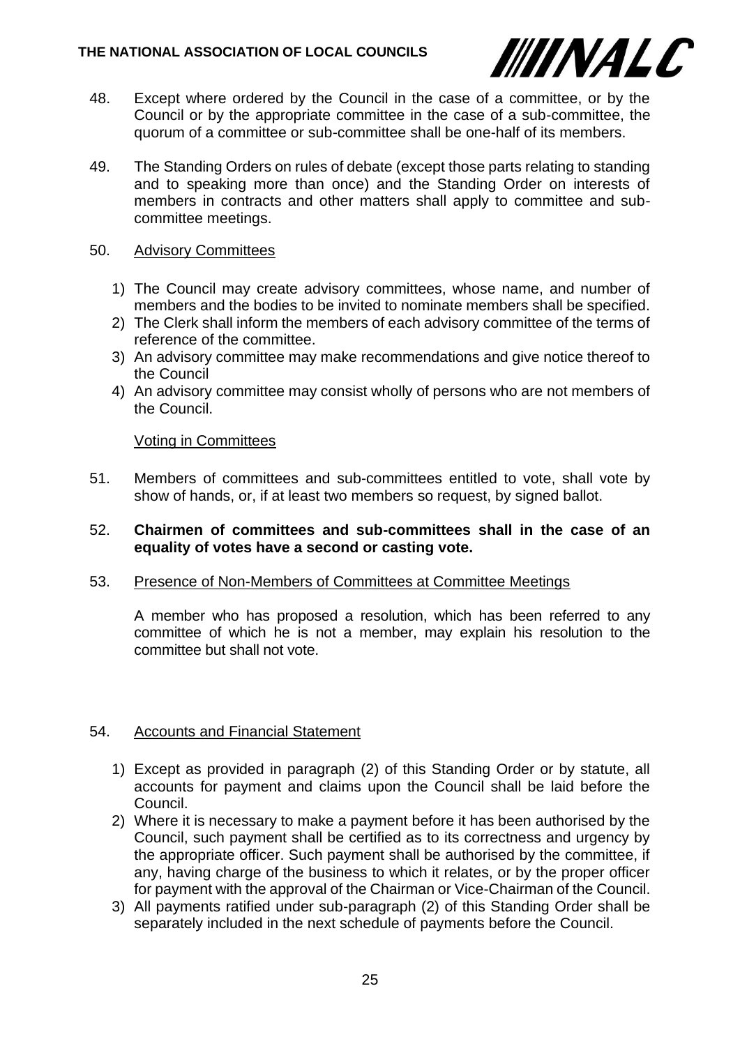48. Except where ordered by the Council in the case of a committee, or by the Council or by the appropriate committee in the case of a sub-committee, the quorum of a committee or sub-committee shall be one-half of its members.

49. The Standing Orders on rules of debate (except those parts relating to standing and to speaking more than once) and the Standing Order on interests of members in contracts and other matters shall apply to committee and sub-committee meetings.

50. <u>Advisory Committees</u>

    1) The Council may create advisory committees, whose name, and number of members and the bodies to be invited to nominate members shall be specified.
    2) The Clerk shall inform the members of each advisory committee of the terms of reference of the committee.
    3) An advisory committee may make recommendations and give notice thereof to the Council
    4) An advisory committee may consist wholly of persons who are not members of the Council.

<u>Voting in Committees</u>

51. Members of committees and sub-committees entitled to vote, shall vote by show of hands, or, if at least two members so request, by signed ballot.

52. **Chairmen of committees and sub-committees shall in the case of an equality of votes have a second or casting vote.**

53. <u>Presence of Non-Members of Committees at Committee Meetings</u>

    A member who has proposed a resolution, which has been referred to any committee of which he is not a member, may explain his resolution to the committee but shall not vote.

54. <u>Accounts and Financial Statement</u>

    1) Except as provided in paragraph (2) of this Standing Order or by statute, all accounts for payment and claims upon the Council shall be laid before the Council.
    2) Where it is necessary to make a payment before it has been authorised by the Council, such payment shall be certified as to its correctness and urgency by the appropriate officer. Such payment shall be authorised by the committee, if any, having charge of the business to which it relates, or by the proper officer for payment with the approval of the Chairman or Vice-Chairman of the Council.
    3) All payments ratified under sub-paragraph (2) of this Standing Order shall be separately included in the next schedule of payments before the Council.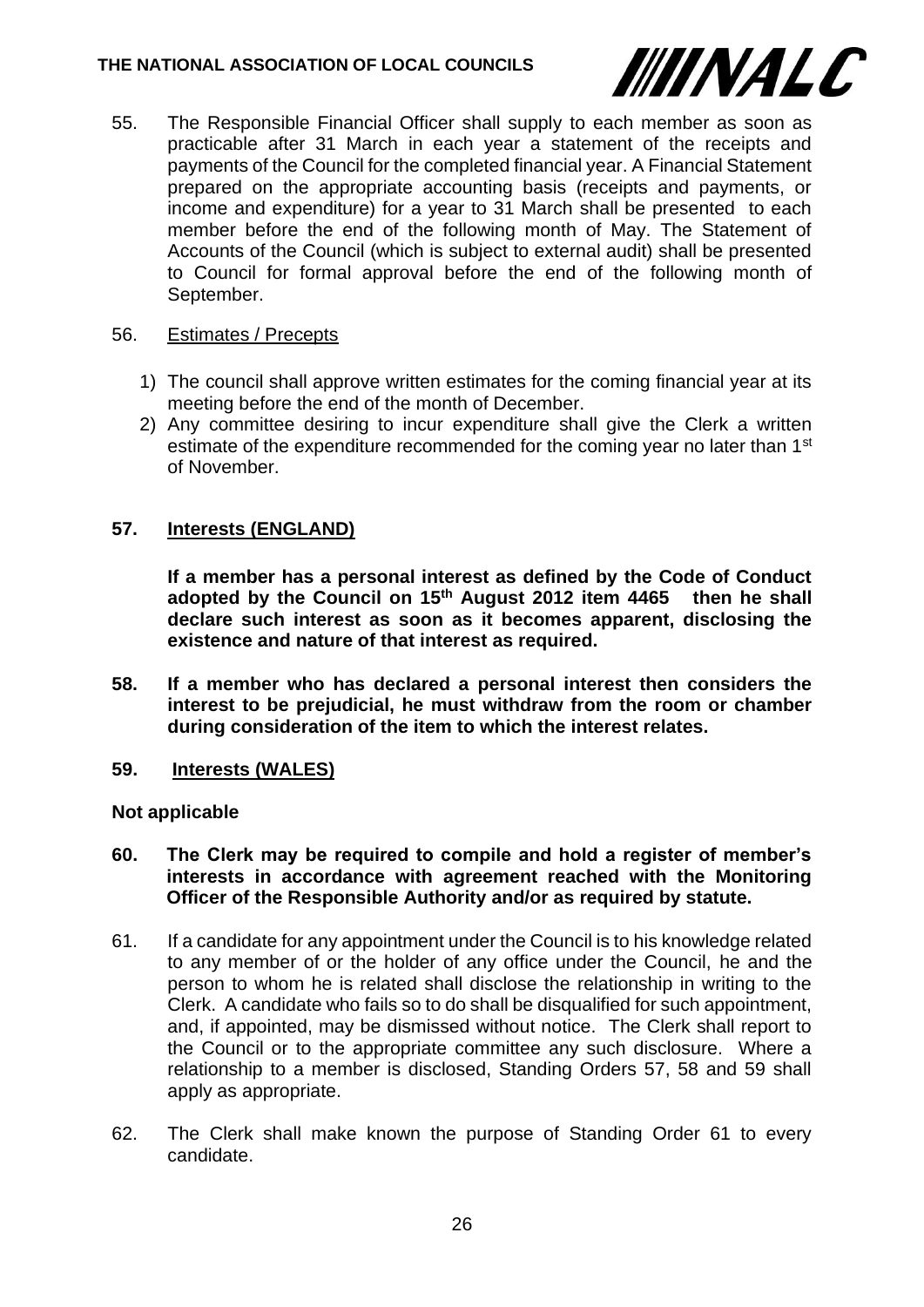55. The Responsible Financial Officer shall supply to each member as soon as practicable after 31 March in each year a statement of the receipts and payments of the Council for the completed financial year. A Financial Statement prepared on the appropriate accounting basis (receipts and payments, or income and expenditure) for a year to 31 March shall be presented to each member before the end of the following month of May. The Statement of Accounts of the Council (which is subject to external audit) shall be presented to Council for formal approval before the end of the following month of September.

56. Estimates / Precepts

1) The council shall approve written estimates for the coming financial year at its meeting before the end of the month of December.
2) Any committee desiring to incur expenditure shall give the Clerk a written estimate of the expenditure recommended for the coming year no later than 1st of November.

**57. Interests (ENGLAND)**

**If a member has a personal interest as defined by the Code of Conduct adopted by the Council on 15th August 2012 item 4465 then he shall declare such interest as soon as it becomes apparent, disclosing the existence and nature of that interest as required.**

**58. If a member who has declared a personal interest then considers the interest to be prejudicial, he must withdraw from the room or chamber during consideration of the item to which the interest relates.**

**59. Interests (WALES)**

**Not applicable**

**60. The Clerk may be required to compile and hold a register of member's interests in accordance with agreement reached with the Monitoring Officer of the Responsible Authority and/or as required by statute.**

61. If a candidate for any appointment under the Council is to his knowledge related to any member of or the holder of any office under the Council, he and the person to whom he is related shall disclose the relationship in writing to the Clerk. A candidate who fails so to do shall be disqualified for such appointment, and, if appointed, may be dismissed without notice. The Clerk shall report to the Council or to the appropriate committee any such disclosure. Where a relationship to a member is disclosed, Standing Orders 57, 58 and 59 shall apply as appropriate.

62. The Clerk shall make known the purpose of Standing Order 61 to every candidate.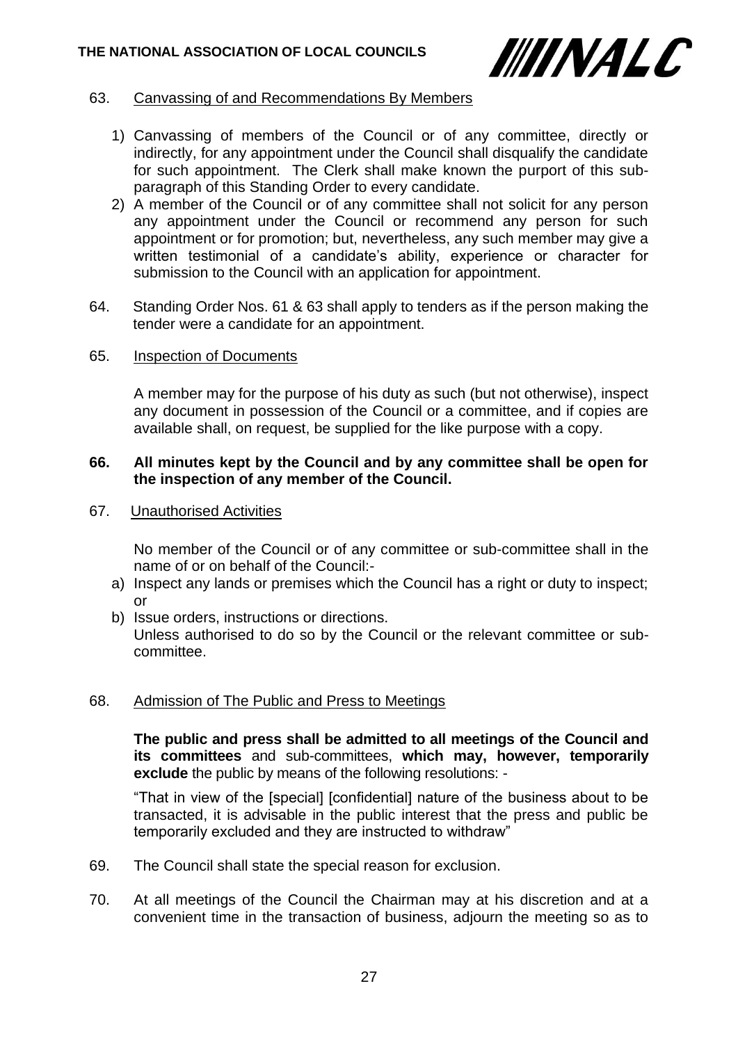63. Canvassing of and Recommendations By Members

1) Canvassing of members of the Council or of any committee, directly or indirectly, for any appointment under the Council shall disqualify the candidate for such appointment. The Clerk shall make known the purport of this sub-paragraph of this Standing Order to every candidate.
2) A member of the Council or of any committee shall not solicit for any person any appointment under the Council or recommend any person for such appointment or for promotion; but, nevertheless, any such member may give a written testimonial of a candidate's ability, experience or character for submission to the Council with an application for appointment.

64. Standing Order Nos. 61 & 63 shall apply to tenders as if the person making the tender were a candidate for an appointment.

65. Inspection of Documents

A member may for the purpose of his duty as such (but not otherwise), inspect any document in possession of the Council or a committee, and if copies are available shall, on request, be supplied for the like purpose with a copy.

**66. All minutes kept by the Council and by any committee shall be open for the inspection of any member of the Council.**

67. Unauthorised Activities

No member of the Council or of any committee or sub-committee shall in the name of or on behalf of the Council:-

a) Inspect any lands or premises which the Council has a right or duty to inspect; or
b) Issue orders, instructions or directions.

Unless authorised to do so by the Council or the relevant committee or sub-committee.

68. Admission of The Public and Press to Meetings

**The public and press shall be admitted to all meetings of the Council and its committees** and sub-committees, **which may, however, temporarily exclude** the public by means of the following resolutions: -

"That in view of the [special] [confidential] nature of the business about to be transacted, it is advisable in the public interest that the press and public be temporarily excluded and they are instructed to withdraw"

69. The Council shall state the special reason for exclusion.

70. At all meetings of the Council the Chairman may at his discretion and at a convenient time in the transaction of business, adjourn the meeting so as to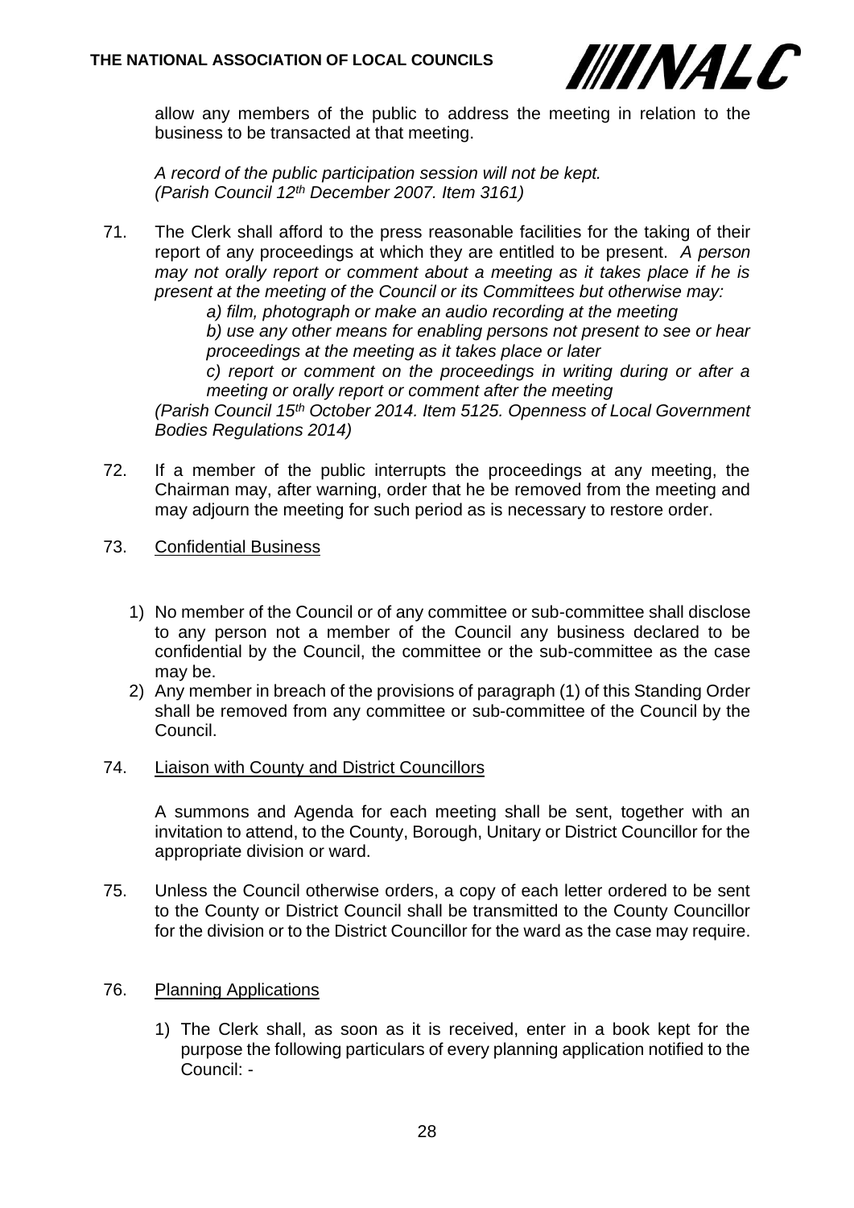allow any members of the public to address the meeting in relation to the business to be transacted at that meeting.

*A record of the public participation session will not be kept. (Parish Council 12th December 2007. Item 3161)*

71. The Clerk shall afford to the press reasonable facilities for the taking of their report of any proceedings at which they are entitled to be present. *A person may not orally report or comment about a meeting as it takes place if he is present at the meeting of the Council or its Committees but otherwise may:*

    *a) film, photograph or make an audio recording at the meeting*

    *b) use any other means for enabling persons not present to see or hear proceedings at the meeting as it takes place or later*

    *c) report or comment on the proceedings in writing during or after a meeting or orally report or comment after the meeting*

    *(Parish Council 15th October 2014. Item 5125. Openness of Local Government Bodies Regulations 2014)*

72. If a member of the public interrupts the proceedings at any meeting, the Chairman may, after warning, order that he be removed from the meeting and may adjourn the meeting for such period as is necessary to restore order.

73. <u>Confidential Business</u>

    1) No member of the Council or of any committee or sub-committee shall disclose to any person not a member of the Council any business declared to be confidential by the Council, the committee or the sub-committee as the case may be.
    2) Any member in breach of the provisions of paragraph (1) of this Standing Order shall be removed from any committee or sub-committee of the Council by the Council.

74. <u>Liaison with County and District Councillors</u>

    A summons and Agenda for each meeting shall be sent, together with an invitation to attend, to the County, Borough, Unitary or District Councillor for the appropriate division or ward.

75. Unless the Council otherwise orders, a copy of each letter ordered to be sent to the County or District Council shall be transmitted to the County Councillor for the division or to the District Councillor for the ward as the case may require.

76. <u>Planning Applications</u>

    1) The Clerk shall, as soon as it is received, enter in a book kept for the purpose the following particulars of every planning application notified to the Council: -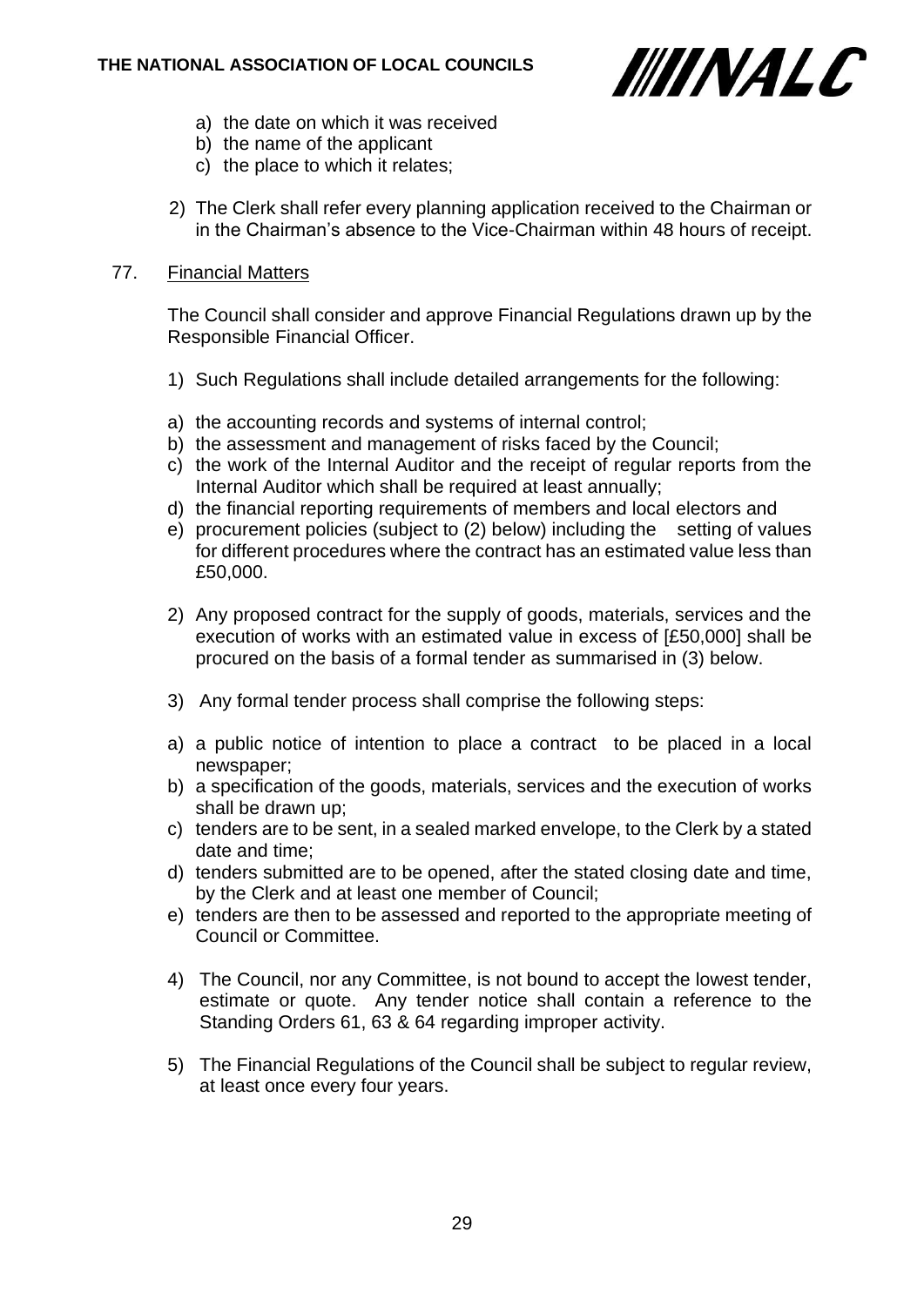a) the date on which it was received
b) the name of the applicant
c) the place to which it relates;

2) The Clerk shall refer every planning application received to the Chairman or in the Chairman's absence to the Vice-Chairman within 48 hours of receipt.

77. Financial Matters

The Council shall consider and approve Financial Regulations drawn up by the Responsible Financial Officer.

1) Such Regulations shall include detailed arrangements for the following:

a) the accounting records and systems of internal control;
b) the assessment and management of risks faced by the Council;
c) the work of the Internal Auditor and the receipt of regular reports from the Internal Auditor which shall be required at least annually;
d) the financial reporting requirements of members and local electors and
e) procurement policies (subject to (2) below) including the setting of values for different procedures where the contract has an estimated value less than £50,000.

2) Any proposed contract for the supply of goods, materials, services and the execution of works with an estimated value in excess of [£50,000] shall be procured on the basis of a formal tender as summarised in (3) below.

3) Any formal tender process shall comprise the following steps:

a) a public notice of intention to place a contract to be placed in a local newspaper;
b) a specification of the goods, materials, services and the execution of works shall be drawn up;
c) tenders are to be sent, in a sealed marked envelope, to the Clerk by a stated date and time;
d) tenders submitted are to be opened, after the stated closing date and time, by the Clerk and at least one member of Council;
e) tenders are then to be assessed and reported to the appropriate meeting of Council or Committee.

4) The Council, nor any Committee, is not bound to accept the lowest tender, estimate or quote. Any tender notice shall contain a reference to the Standing Orders 61, 63 & 64 regarding improper activity.

5) The Financial Regulations of the Council shall be subject to regular review, at least once every four years.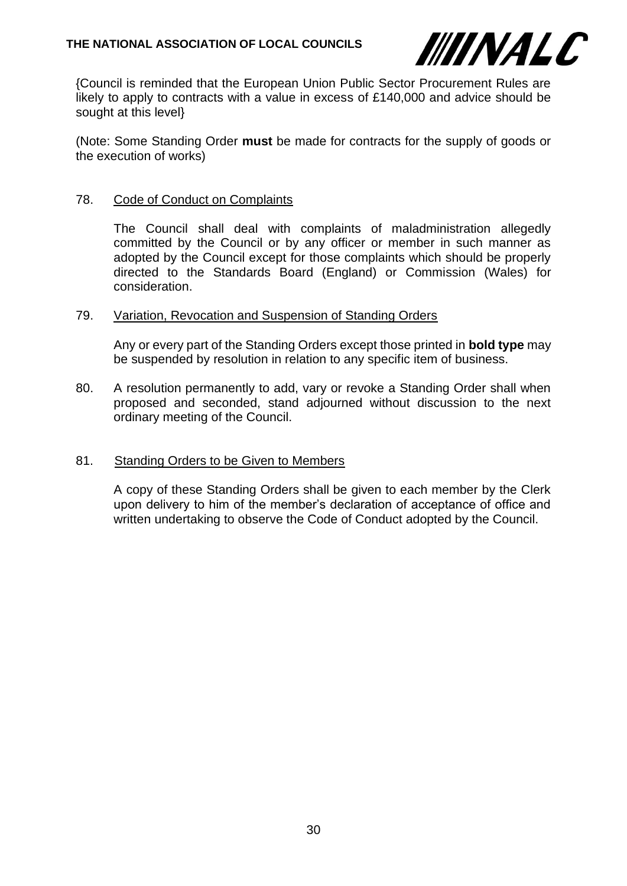{Council is reminded that the European Union Public Sector Procurement Rules are likely to apply to contracts with a value in excess of £140,000 and advice should be sought at this level}

(Note: Some Standing Order **must** be made for contracts for the supply of goods or the execution of works)

78. Code of Conduct on Complaints

The Council shall deal with complaints of maladministration allegedly committed by the Council or by any officer or member in such manner as adopted by the Council except for those complaints which should be properly directed to the Standards Board (England) or Commission (Wales) for consideration.

79. Variation, Revocation and Suspension of Standing Orders

Any or every part of the Standing Orders except those printed in **bold type** may be suspended by resolution in relation to any specific item of business.

80. A resolution permanently to add, vary or revoke a Standing Order shall when proposed and seconded, stand adjourned without discussion to the next ordinary meeting of the Council.

81. Standing Orders to be Given to Members

A copy of these Standing Orders shall be given to each member by the Clerk upon delivery to him of the member's declaration of acceptance of office and written undertaking to observe the Code of Conduct adopted by the Council.